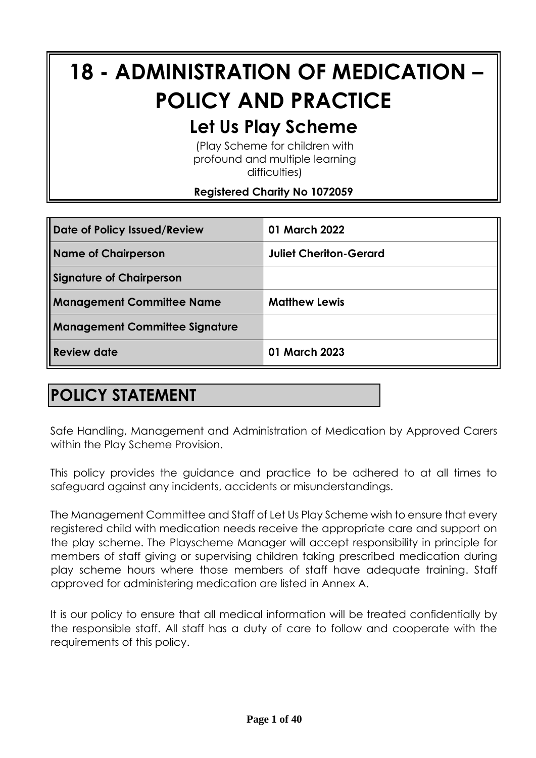# 18 - ADMINISTRATION OF MEDICATION – POLICY AND PRACTICE

## Let Us Play Scheme

(Play Scheme for children with profound and multiple learning difficulties)

**Registered Charity No 1072059**

| | |
|---|---|
| **Date of Policy Issued/Review** | **01 March 2022** |
| **Name of Chairperson** | **Juliet Cheriton-Gerard** |
| **Signature of Chairperson** | |
| **Management Committee Name** | **Matthew Lewis** |
| **Management Committee Signature** | |
| **Review date** | **01 March 2023** |

## POLICY STATEMENT

Safe Handling, Management and Administration of Medication by Approved Carers within the Play Scheme Provision.

This policy provides the guidance and practice to be adhered to at all times to safeguard against any incidents, accidents or misunderstandings.

The Management Committee and Staff of Let Us Play Scheme wish to ensure that every registered child with medication needs receive the appropriate care and support on the play scheme. The Playscheme Manager will accept responsibility in principle for members of staff giving or supervising children taking prescribed medication during play scheme hours where those members of staff have adequate training. Staff approved for administering medication are listed in Annex A.

It is our policy to ensure that all medical information will be treated confidentially by the responsible staff. All staff has a duty of care to follow and cooperate with the requirements of this policy.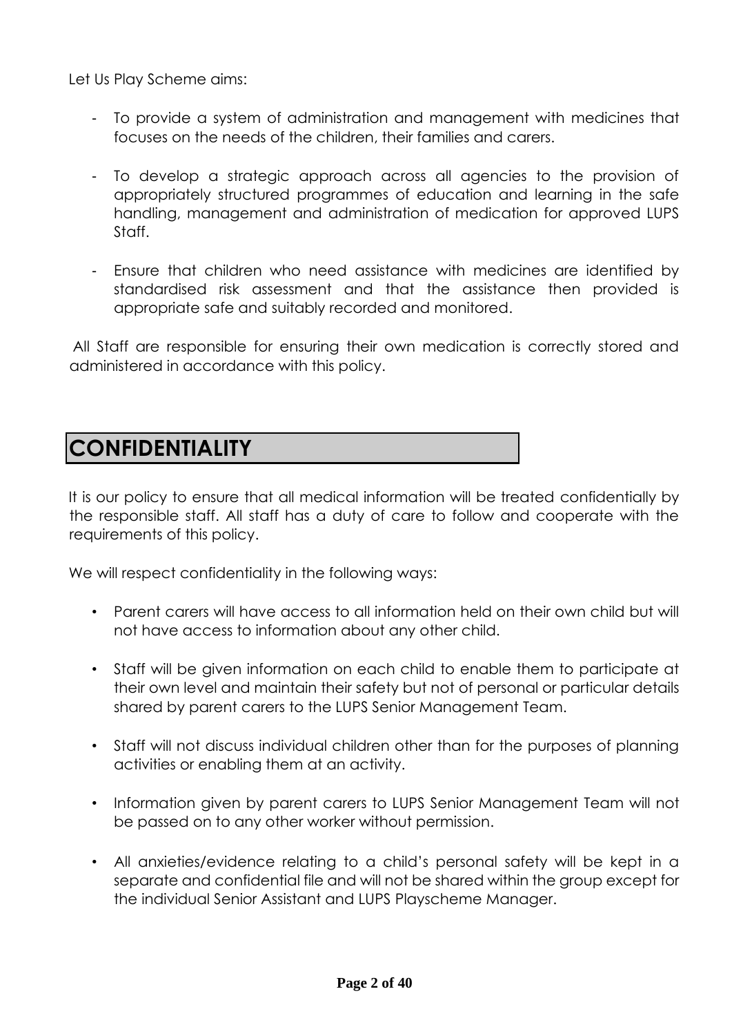Let Us Play Scheme aims:

- To provide a system of administration and management with medicines that focuses on the needs of the children, their families and carers.

- To develop a strategic approach across all agencies to the provision of appropriately structured programmes of education and learning in the safe handling, management and administration of medication for approved LUPS Staff.

- Ensure that children who need assistance with medicines are identified by standardised risk assessment and that the assistance then provided is appropriate safe and suitably recorded and monitored.

All Staff are responsible for ensuring their own medication is correctly stored and administered in accordance with this policy.

## CONFIDENTIALITY

It is our policy to ensure that all medical information will be treated confidentially by the responsible staff. All staff has a duty of care to follow and cooperate with the requirements of this policy.

We will respect confidentiality in the following ways:

- Parent carers will have access to all information held on their own child but will not have access to information about any other child.

- Staff will be given information on each child to enable them to participate at their own level and maintain their safety but not of personal or particular details shared by parent carers to the LUPS Senior Management Team.

- Staff will not discuss individual children other than for the purposes of planning activities or enabling them at an activity.

- Information given by parent carers to LUPS Senior Management Team will not be passed on to any other worker without permission.

- All anxieties/evidence relating to a child's personal safety will be kept in a separate and confidential file and will not be shared within the group except for the individual Senior Assistant and LUPS Playscheme Manager.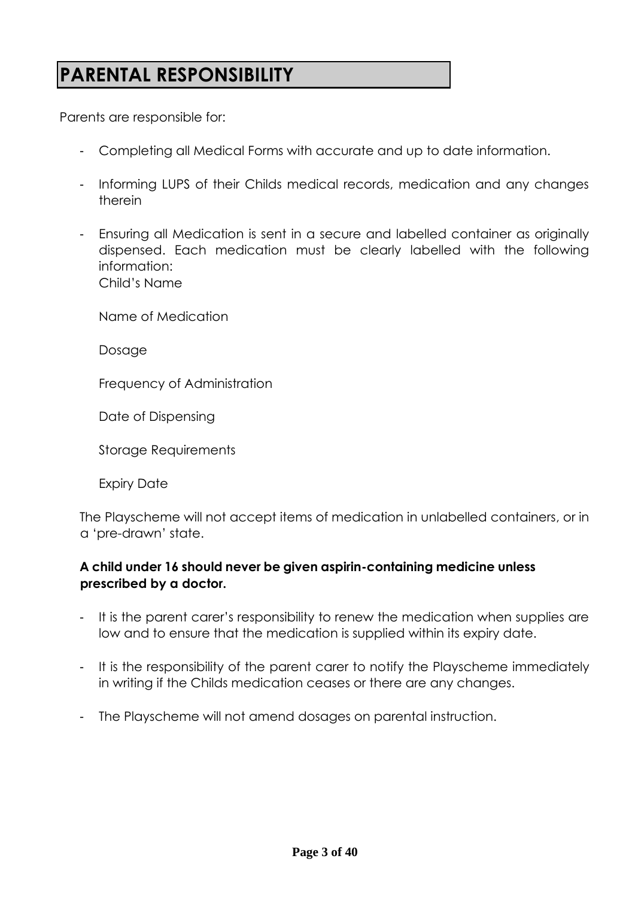# PARENTAL RESPONSIBILITY

Parents are responsible for:

- Completing all Medical Forms with accurate and up to date information.
- Informing LUPS of their Childs medical records, medication and any changes therein
- Ensuring all Medication is sent in a secure and labelled container as originally dispensed. Each medication must be clearly labelled with the following information:

  Child's Name

  Name of Medication

  Dosage

  Frequency of Administration

  Date of Dispensing

  Storage Requirements

  Expiry Date

  The Playscheme will not accept items of medication in unlabelled containers, or in a 'pre-drawn' state.

  **A child under 16 should never be given aspirin-containing medicine unless prescribed by a doctor.**

- It is the parent carer's responsibility to renew the medication when supplies are low and to ensure that the medication is supplied within its expiry date.
- It is the responsibility of the parent carer to notify the Playscheme immediately in writing if the Childs medication ceases or there are any changes.
- The Playscheme will not amend dosages on parental instruction.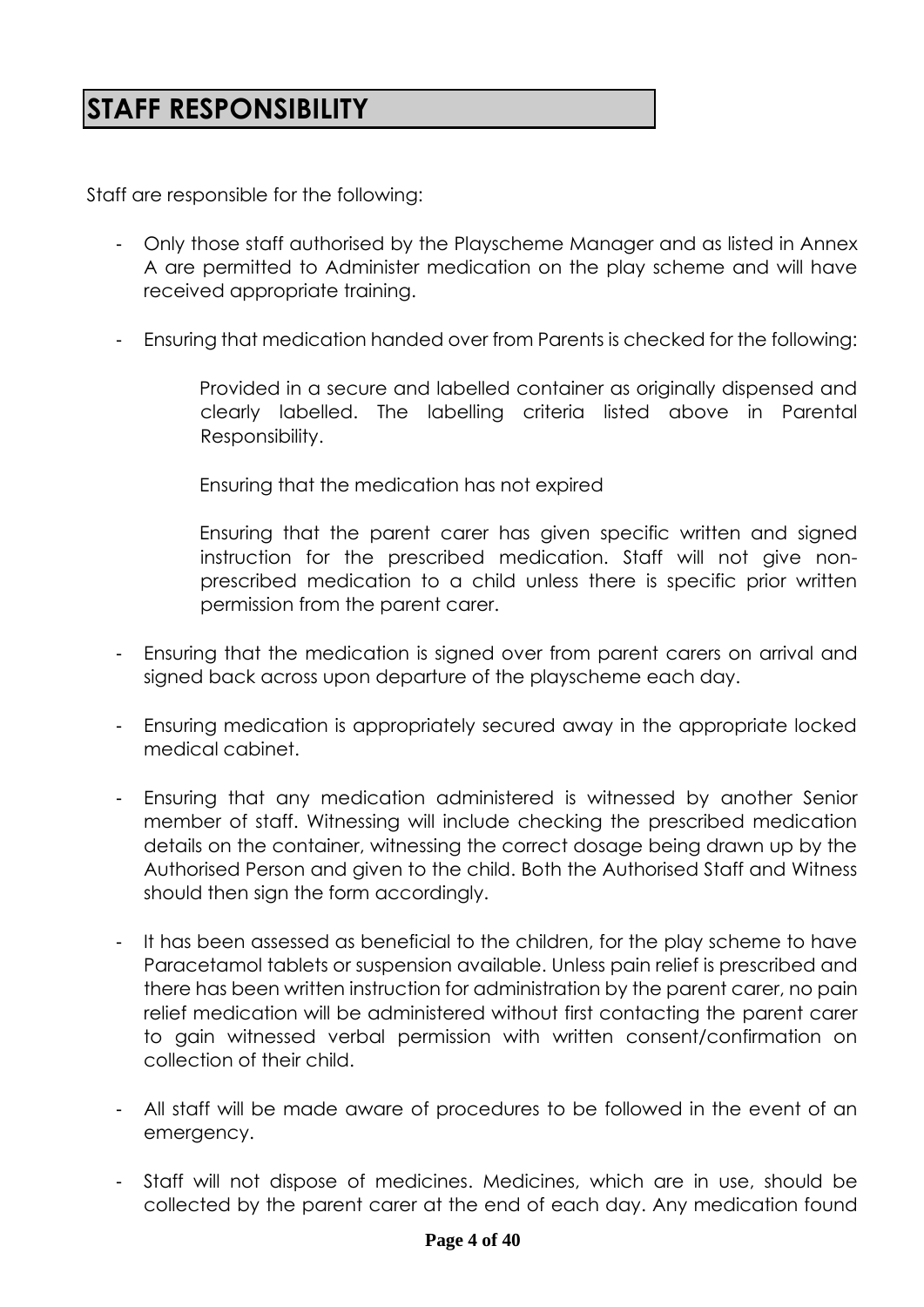# STAFF RESPONSIBILITY

Staff are responsible for the following:

- Only those staff authorised by the Playscheme Manager and as listed in Annex A are permitted to Administer medication on the play scheme and will have received appropriate training.

- Ensuring that medication handed over from Parents is checked for the following:

  Provided in a secure and labelled container as originally dispensed and clearly labelled. The labelling criteria listed above in Parental Responsibility.

  Ensuring that the medication has not expired

  Ensuring that the parent carer has given specific written and signed instruction for the prescribed medication. Staff will not give non-prescribed medication to a child unless there is specific prior written permission from the parent carer.

- Ensuring that the medication is signed over from parent carers on arrival and signed back across upon departure of the playscheme each day.

- Ensuring medication is appropriately secured away in the appropriate locked medical cabinet.

- Ensuring that any medication administered is witnessed by another Senior member of staff. Witnessing will include checking the prescribed medication details on the container, witnessing the correct dosage being drawn up by the Authorised Person and given to the child. Both the Authorised Staff and Witness should then sign the form accordingly.

- It has been assessed as beneficial to the children, for the play scheme to have Paracetamol tablets or suspension available. Unless pain relief is prescribed and there has been written instruction for administration by the parent carer, no pain relief medication will be administered without first contacting the parent carer to gain witnessed verbal permission with written consent/confirmation on collection of their child.

- All staff will be made aware of procedures to be followed in the event of an emergency.

- Staff will not dispose of medicines. Medicines, which are in use, should be collected by the parent carer at the end of each day. Any medication found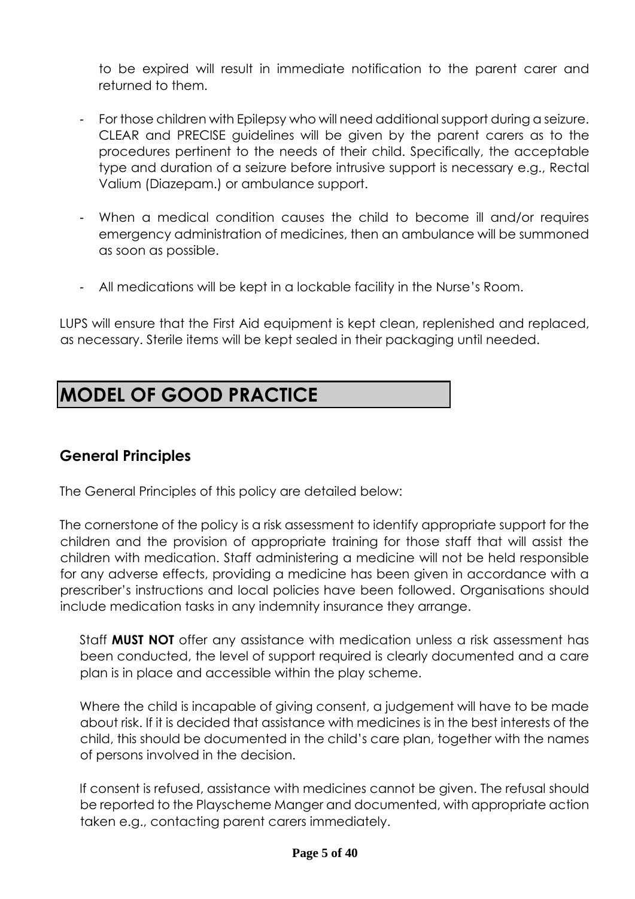to be expired will result in immediate notification to the parent carer and returned to them.

- For those children with Epilepsy who will need additional support during a seizure. CLEAR and PRECISE guidelines will be given by the parent carers as to the procedures pertinent to the needs of their child. Specifically, the acceptable type and duration of a seizure before intrusive support is necessary e.g., Rectal Valium (Diazepam.) or ambulance support.

- When a medical condition causes the child to become ill and/or requires emergency administration of medicines, then an ambulance will be summoned as soon as possible.

- All medications will be kept in a lockable facility in the Nurse's Room.

LUPS will ensure that the First Aid equipment is kept clean, replenished and replaced, as necessary. Sterile items will be kept sealed in their packaging until needed.

# MODEL OF GOOD PRACTICE

## General Principles

The General Principles of this policy are detailed below:

The cornerstone of the policy is a risk assessment to identify appropriate support for the children and the provision of appropriate training for those staff that will assist the children with medication. Staff administering a medicine will not be held responsible for any adverse effects, providing a medicine has been given in accordance with a prescriber's instructions and local policies have been followed. Organisations should include medication tasks in any indemnity insurance they arrange.

Staff **MUST NOT** offer any assistance with medication unless a risk assessment has been conducted, the level of support required is clearly documented and a care plan is in place and accessible within the play scheme.

Where the child is incapable of giving consent, a judgement will have to be made about risk. If it is decided that assistance with medicines is in the best interests of the child, this should be documented in the child's care plan, together with the names of persons involved in the decision.

If consent is refused, assistance with medicines cannot be given. The refusal should be reported to the Playscheme Manger and documented, with appropriate action taken e.g., contacting parent carers immediately.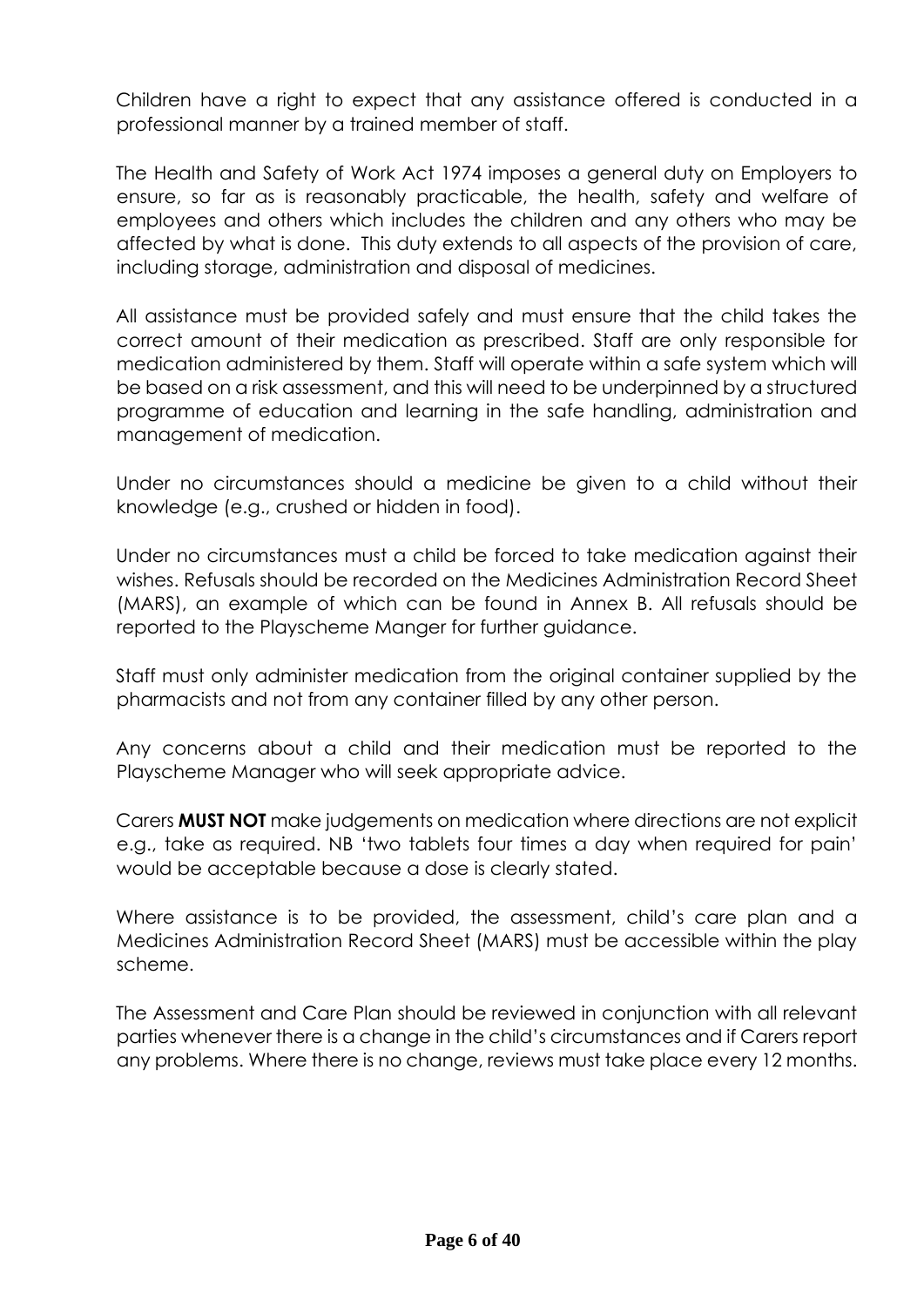Children have a right to expect that any assistance offered is conducted in a professional manner by a trained member of staff.

The Health and Safety of Work Act 1974 imposes a general duty on Employers to ensure, so far as is reasonably practicable, the health, safety and welfare of employees and others which includes the children and any others who may be affected by what is done. This duty extends to all aspects of the provision of care, including storage, administration and disposal of medicines.

All assistance must be provided safely and must ensure that the child takes the correct amount of their medication as prescribed. Staff are only responsible for medication administered by them. Staff will operate within a safe system which will be based on a risk assessment, and this will need to be underpinned by a structured programme of education and learning in the safe handling, administration and management of medication.

Under no circumstances should a medicine be given to a child without their knowledge (e.g., crushed or hidden in food).

Under no circumstances must a child be forced to take medication against their wishes. Refusals should be recorded on the Medicines Administration Record Sheet (MARS), an example of which can be found in Annex B. All refusals should be reported to the Playscheme Manger for further guidance.

Staff must only administer medication from the original container supplied by the pharmacists and not from any container filled by any other person.

Any concerns about a child and their medication must be reported to the Playscheme Manager who will seek appropriate advice.

Carers **MUST NOT** make judgements on medication where directions are not explicit e.g., take as required. NB 'two tablets four times a day when required for pain' would be acceptable because a dose is clearly stated.

Where assistance is to be provided, the assessment, child's care plan and a Medicines Administration Record Sheet (MARS) must be accessible within the play scheme.

The Assessment and Care Plan should be reviewed in conjunction with all relevant parties whenever there is a change in the child's circumstances and if Carers report any problems. Where there is no change, reviews must take place every 12 months.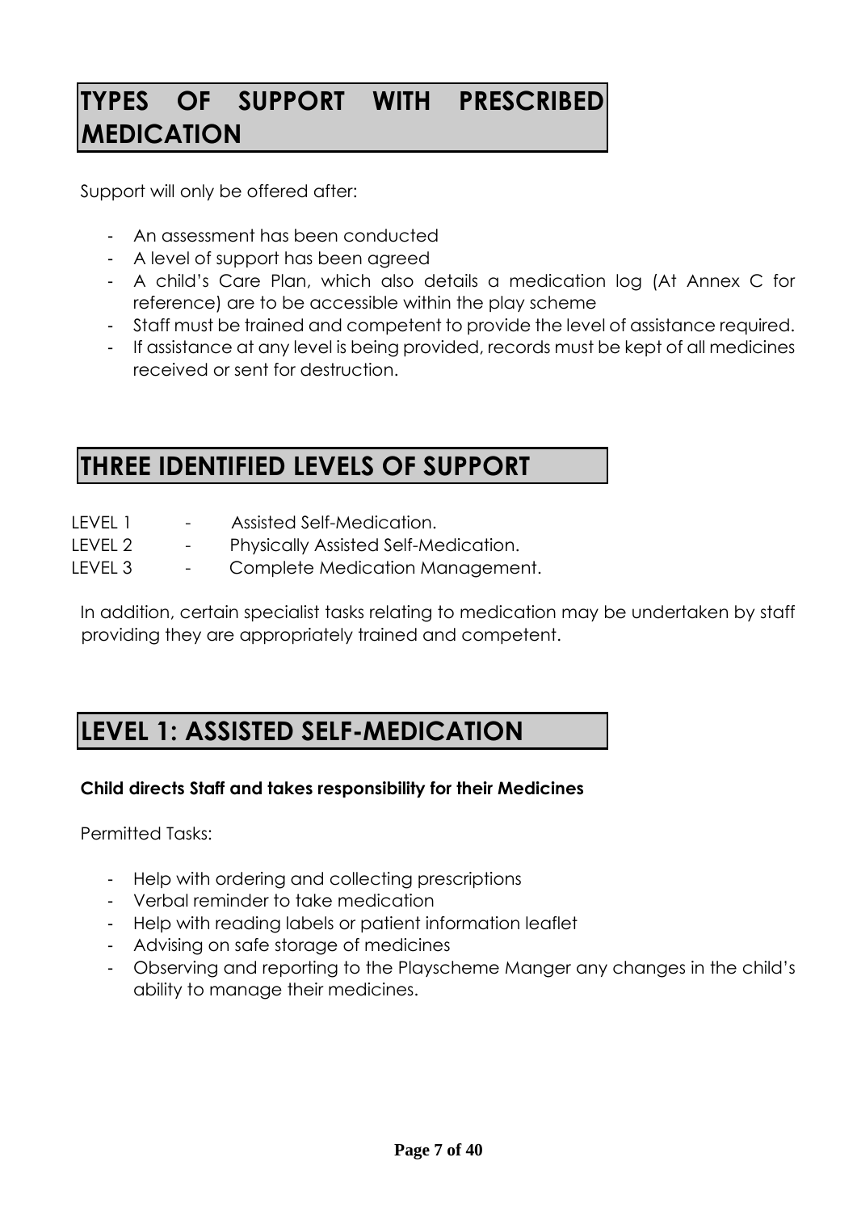# TYPES OF SUPPORT WITH PRESCRIBED MEDICATION

Support will only be offered after:

- An assessment has been conducted
- A level of support has been agreed
- A child's Care Plan, which also details a medication log (At Annex C for reference) are to be accessible within the play scheme
- Staff must be trained and competent to provide the level of assistance required.
- If assistance at any level is being provided, records must be kept of all medicines received or sent for destruction.

# THREE IDENTIFIED LEVELS OF SUPPORT

LEVEL 1 - Assisted Self-Medication.
LEVEL 2 - Physically Assisted Self-Medication.
LEVEL 3 - Complete Medication Management.

In addition, certain specialist tasks relating to medication may be undertaken by staff providing they are appropriately trained and competent.

# LEVEL 1: ASSISTED SELF-MEDICATION

**Child directs Staff and takes responsibility for their Medicines**

Permitted Tasks:

- Help with ordering and collecting prescriptions
- Verbal reminder to take medication
- Help with reading labels or patient information leaflet
- Advising on safe storage of medicines
- Observing and reporting to the Playscheme Manger any changes in the child's ability to manage their medicines.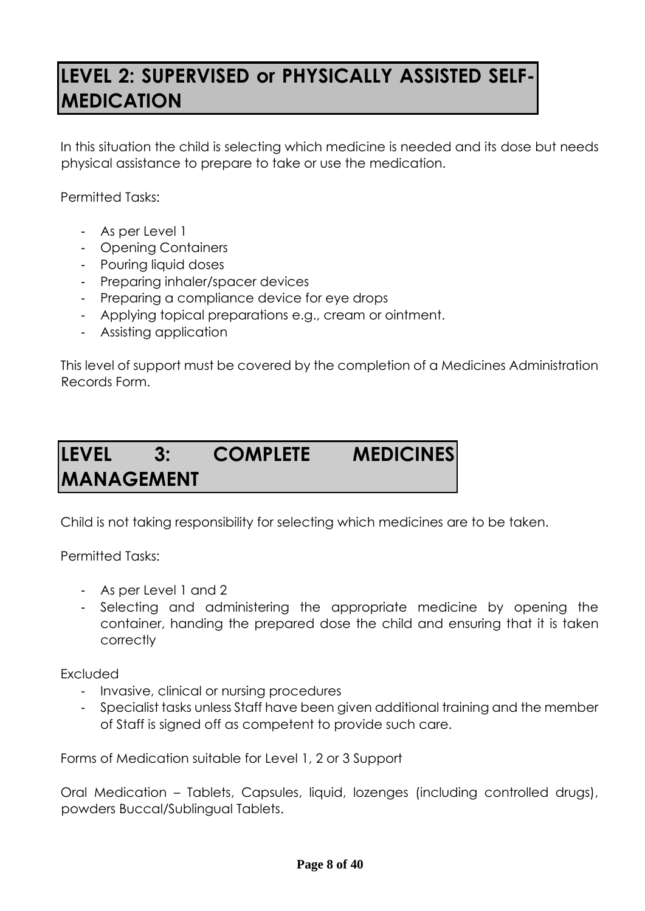## LEVEL 2: SUPERVISED or PHYSICALLY ASSISTED SELF-MEDICATION

In this situation the child is selecting which medicine is needed and its dose but needs physical assistance to prepare to take or use the medication.

Permitted Tasks:

- As per Level 1
- Opening Containers
- Pouring liquid doses
- Preparing inhaler/spacer devices
- Preparing a compliance device for eye drops
- Applying topical preparations e.g., cream or ointment.
- Assisting application

This level of support must be covered by the completion of a Medicines Administration Records Form.

## LEVEL 3: COMPLETE MEDICINES MANAGEMENT

Child is not taking responsibility for selecting which medicines are to be taken.

Permitted Tasks:

- As per Level 1 and 2
- Selecting and administering the appropriate medicine by opening the container, handing the prepared dose the child and ensuring that it is taken correctly

Excluded

- Invasive, clinical or nursing procedures
- Specialist tasks unless Staff have been given additional training and the member of Staff is signed off as competent to provide such care.

Forms of Medication suitable for Level 1, 2 or 3 Support

Oral Medication – Tablets, Capsules, liquid, lozenges (including controlled drugs), powders Buccal/Sublingual Tablets.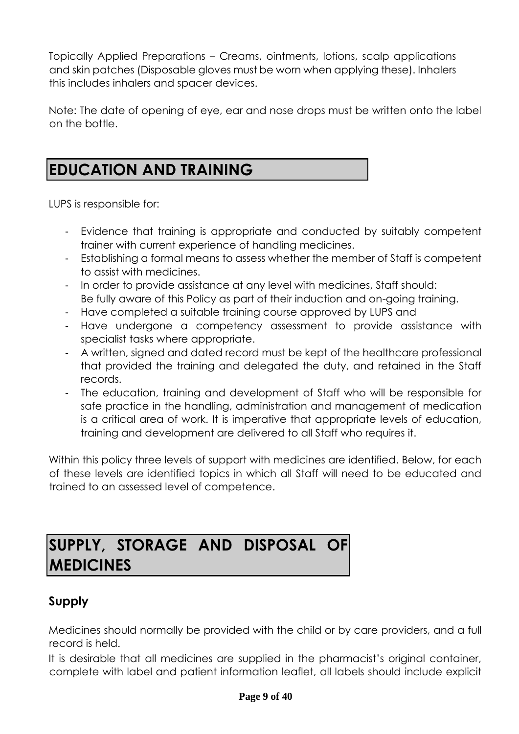Topically Applied Preparations – Creams, ointments, lotions, scalp applications and skin patches (Disposable gloves must be worn when applying these). Inhalers this includes inhalers and spacer devices.

Note: The date of opening of eye, ear and nose drops must be written onto the label on the bottle.

# EDUCATION AND TRAINING

LUPS is responsible for:

- Evidence that training is appropriate and conducted by suitably competent trainer with current experience of handling medicines.
- Establishing a formal means to assess whether the member of Staff is competent to assist with medicines.
- In order to provide assistance at any level with medicines, Staff should: Be fully aware of this Policy as part of their induction and on-going training.
- Have completed a suitable training course approved by LUPS and
- Have undergone a competency assessment to provide assistance with specialist tasks where appropriate.
- A written, signed and dated record must be kept of the healthcare professional that provided the training and delegated the duty, and retained in the Staff records.
- The education, training and development of Staff who will be responsible for safe practice in the handling, administration and management of medication is a critical area of work. It is imperative that appropriate levels of education, training and development are delivered to all Staff who requires it.

Within this policy three levels of support with medicines are identified. Below, for each of these levels are identified topics in which all Staff will need to be educated and trained to an assessed level of competence.

# SUPPLY, STORAGE AND DISPOSAL OF MEDICINES

## Supply

Medicines should normally be provided with the child or by care providers, and a full record is held.

It is desirable that all medicines are supplied in the pharmacist's original container, complete with label and patient information leaflet, all labels should include explicit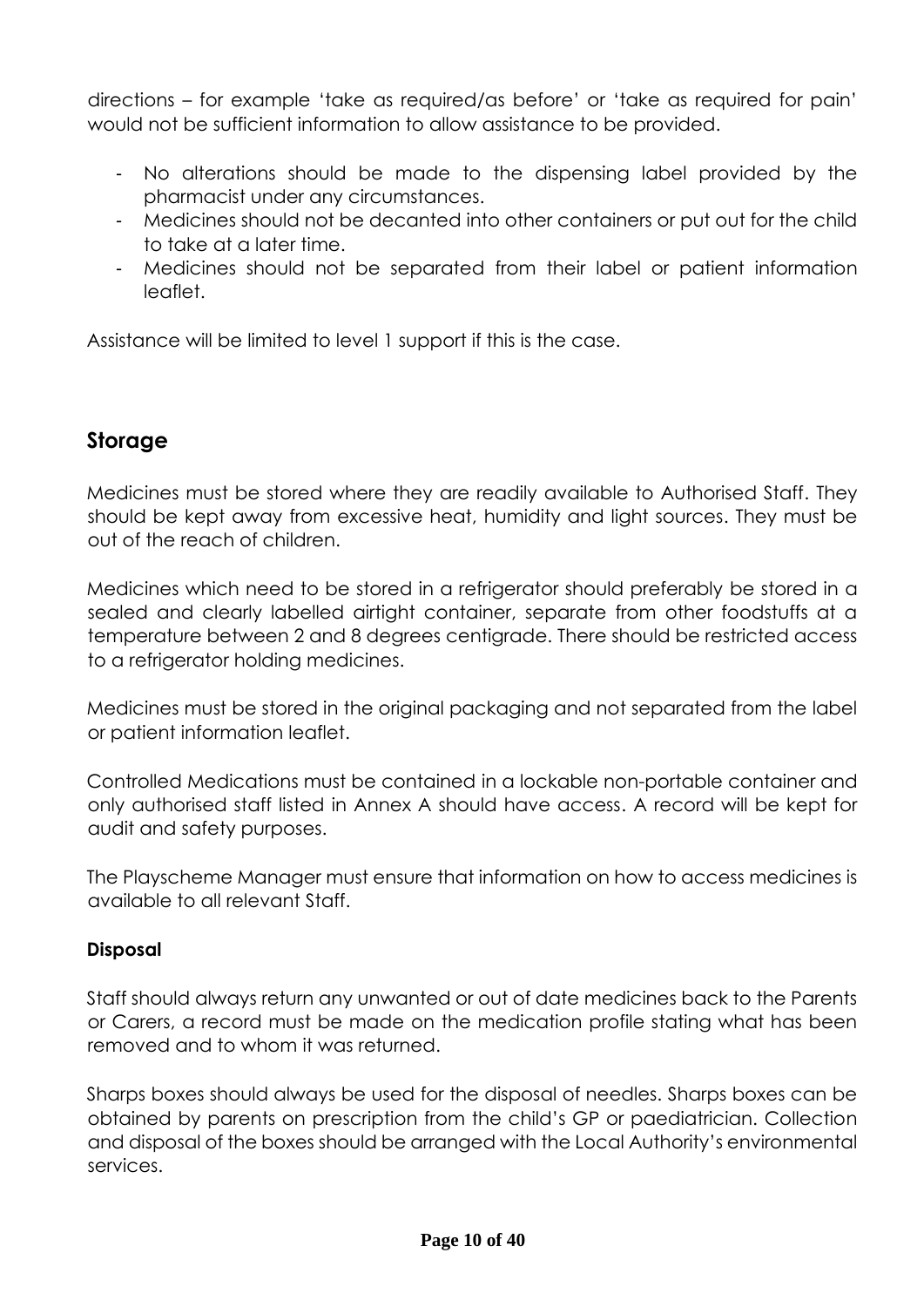directions – for example 'take as required/as before' or 'take as required for pain' would not be sufficient information to allow assistance to be provided.

- No alterations should be made to the dispensing label provided by the pharmacist under any circumstances.
- Medicines should not be decanted into other containers or put out for the child to take at a later time.
- Medicines should not be separated from their label or patient information leaflet.

Assistance will be limited to level 1 support if this is the case.

## Storage

Medicines must be stored where they are readily available to Authorised Staff. They should be kept away from excessive heat, humidity and light sources. They must be out of the reach of children.

Medicines which need to be stored in a refrigerator should preferably be stored in a sealed and clearly labelled airtight container, separate from other foodstuffs at a temperature between 2 and 8 degrees centigrade. There should be restricted access to a refrigerator holding medicines.

Medicines must be stored in the original packaging and not separated from the label or patient information leaflet.

Controlled Medications must be contained in a lockable non-portable container and only authorised staff listed in Annex A should have access. A record will be kept for audit and safety purposes.

The Playscheme Manager must ensure that information on how to access medicines is available to all relevant Staff.

### Disposal

Staff should always return any unwanted or out of date medicines back to the Parents or Carers, a record must be made on the medication profile stating what has been removed and to whom it was returned.

Sharps boxes should always be used for the disposal of needles. Sharps boxes can be obtained by parents on prescription from the child's GP or paediatrician. Collection and disposal of the boxes should be arranged with the Local Authority's environmental services.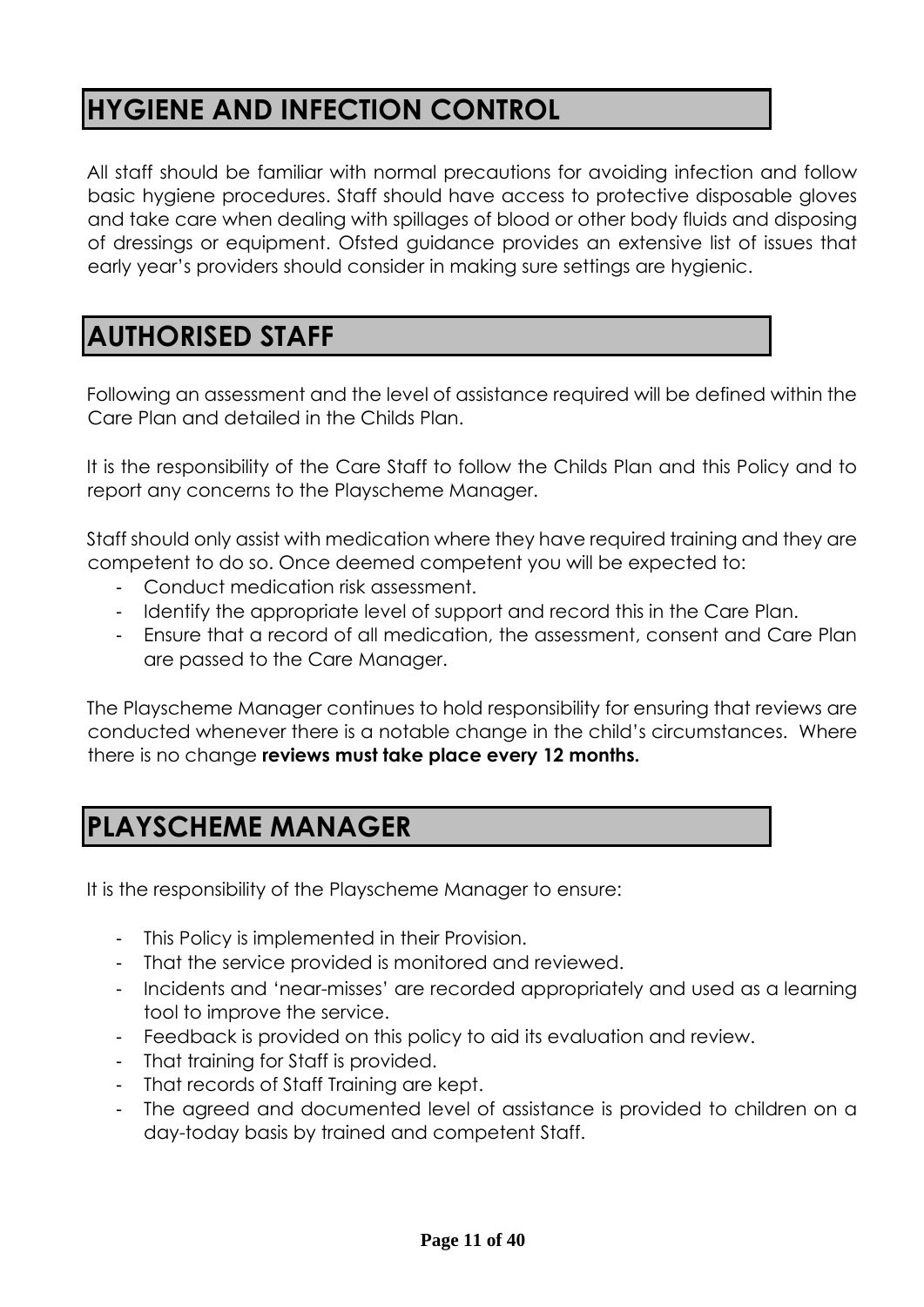## HYGIENE AND INFECTION CONTROL

All staff should be familiar with normal precautions for avoiding infection and follow basic hygiene procedures. Staff should have access to protective disposable gloves and take care when dealing with spillages of blood or other body fluids and disposing of dressings or equipment. Ofsted guidance provides an extensive list of issues that early year's providers should consider in making sure settings are hygienic.

## AUTHORISED STAFF

Following an assessment and the level of assistance required will be defined within the Care Plan and detailed in the Childs Plan.

It is the responsibility of the Care Staff to follow the Childs Plan and this Policy and to report any concerns to the Playscheme Manager.

Staff should only assist with medication where they have required training and they are competent to do so. Once deemed competent you will be expected to:

- Conduct medication risk assessment.
- Identify the appropriate level of support and record this in the Care Plan.
- Ensure that a record of all medication, the assessment, consent and Care Plan are passed to the Care Manager.

The Playscheme Manager continues to hold responsibility for ensuring that reviews are conducted whenever there is a notable change in the child's circumstances. Where there is no change **reviews must take place every 12 months.**

## PLAYSCHEME MANAGER

It is the responsibility of the Playscheme Manager to ensure:

- This Policy is implemented in their Provision.
- That the service provided is monitored and reviewed.
- Incidents and 'near-misses' are recorded appropriately and used as a learning tool to improve the service.
- Feedback is provided on this policy to aid its evaluation and review.
- That training for Staff is provided.
- That records of Staff Training are kept.
- The agreed and documented level of assistance is provided to children on a day-today basis by trained and competent Staff.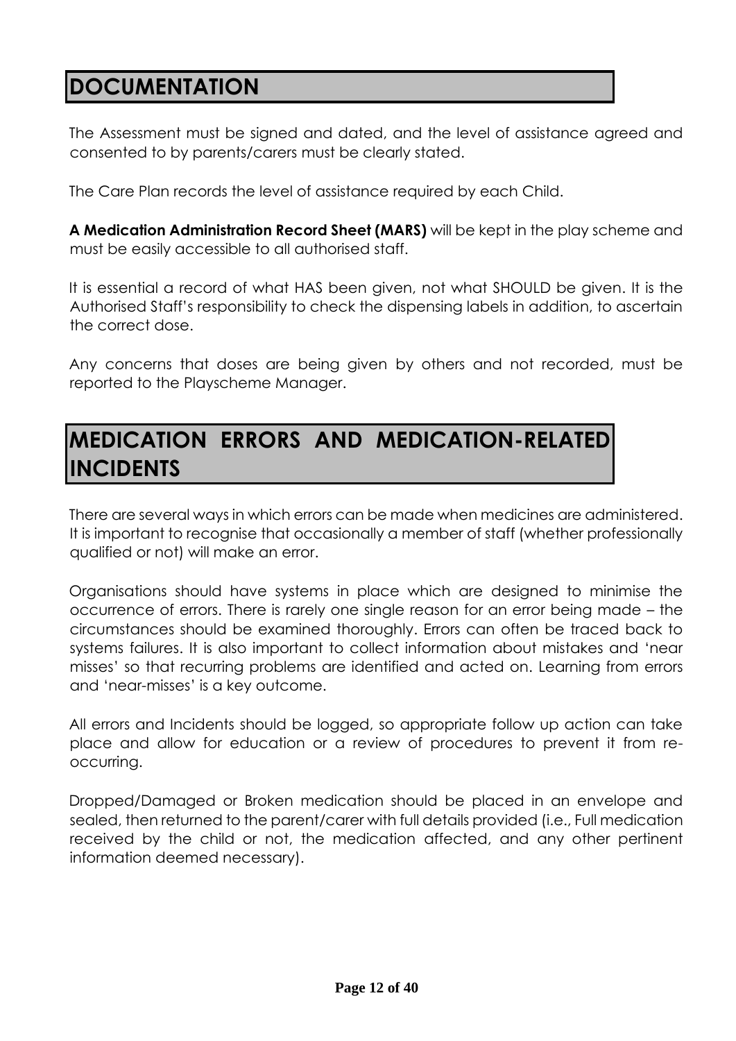## DOCUMENTATION

The Assessment must be signed and dated, and the level of assistance agreed and consented to by parents/carers must be clearly stated.

The Care Plan records the level of assistance required by each Child.

**A Medication Administration Record Sheet (MARS)** will be kept in the play scheme and must be easily accessible to all authorised staff.

It is essential a record of what HAS been given, not what SHOULD be given. It is the Authorised Staff's responsibility to check the dispensing labels in addition, to ascertain the correct dose.

Any concerns that doses are being given by others and not recorded, must be reported to the Playscheme Manager.

## MEDICATION ERRORS AND MEDICATION-RELATED INCIDENTS

There are several ways in which errors can be made when medicines are administered. It is important to recognise that occasionally a member of staff (whether professionally qualified or not) will make an error.

Organisations should have systems in place which are designed to minimise the occurrence of errors. There is rarely one single reason for an error being made – the circumstances should be examined thoroughly. Errors can often be traced back to systems failures. It is also important to collect information about mistakes and 'near misses' so that recurring problems are identified and acted on. Learning from errors and 'near-misses' is a key outcome.

All errors and Incidents should be logged, so appropriate follow up action can take place and allow for education or a review of procedures to prevent it from re-occurring.

Dropped/Damaged or Broken medication should be placed in an envelope and sealed, then returned to the parent/carer with full details provided (i.e., Full medication received by the child or not, the medication affected, and any other pertinent information deemed necessary).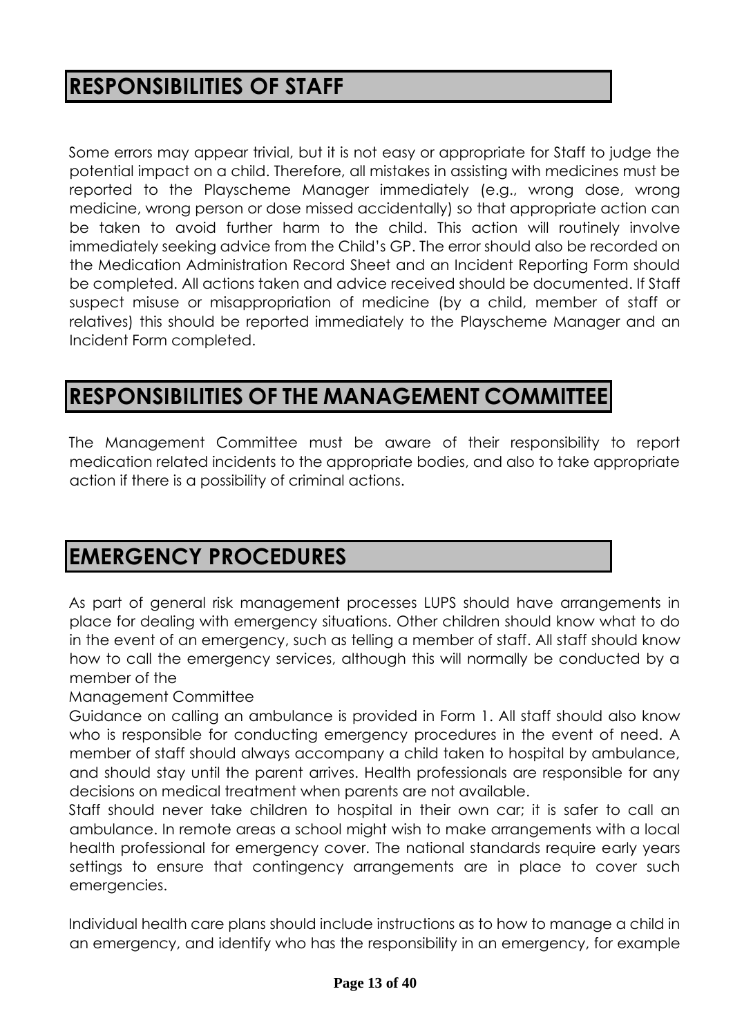## RESPONSIBILITIES OF STAFF

Some errors may appear trivial, but it is not easy or appropriate for Staff to judge the potential impact on a child. Therefore, all mistakes in assisting with medicines must be reported to the Playscheme Manager immediately (e.g., wrong dose, wrong medicine, wrong person or dose missed accidentally) so that appropriate action can be taken to avoid further harm to the child. This action will routinely involve immediately seeking advice from the Child's GP. The error should also be recorded on the Medication Administration Record Sheet and an Incident Reporting Form should be completed. All actions taken and advice received should be documented. If Staff suspect misuse or misappropriation of medicine (by a child, member of staff or relatives) this should be reported immediately to the Playscheme Manager and an Incident Form completed.

## RESPONSIBILITIES OF THE MANAGEMENT COMMITTEE

The Management Committee must be aware of their responsibility to report medication related incidents to the appropriate bodies, and also to take appropriate action if there is a possibility of criminal actions.

## EMERGENCY PROCEDURES

As part of general risk management processes LUPS should have arrangements in place for dealing with emergency situations. Other children should know what to do in the event of an emergency, such as telling a member of staff. All staff should know how to call the emergency services, although this will normally be conducted by a member of the

Management Committee

Guidance on calling an ambulance is provided in Form 1. All staff should also know who is responsible for conducting emergency procedures in the event of need. A member of staff should always accompany a child taken to hospital by ambulance, and should stay until the parent arrives. Health professionals are responsible for any decisions on medical treatment when parents are not available.

Staff should never take children to hospital in their own car; it is safer to call an ambulance. In remote areas a school might wish to make arrangements with a local health professional for emergency cover. The national standards require early years settings to ensure that contingency arrangements are in place to cover such emergencies.

Individual health care plans should include instructions as to how to manage a child in an emergency, and identify who has the responsibility in an emergency, for example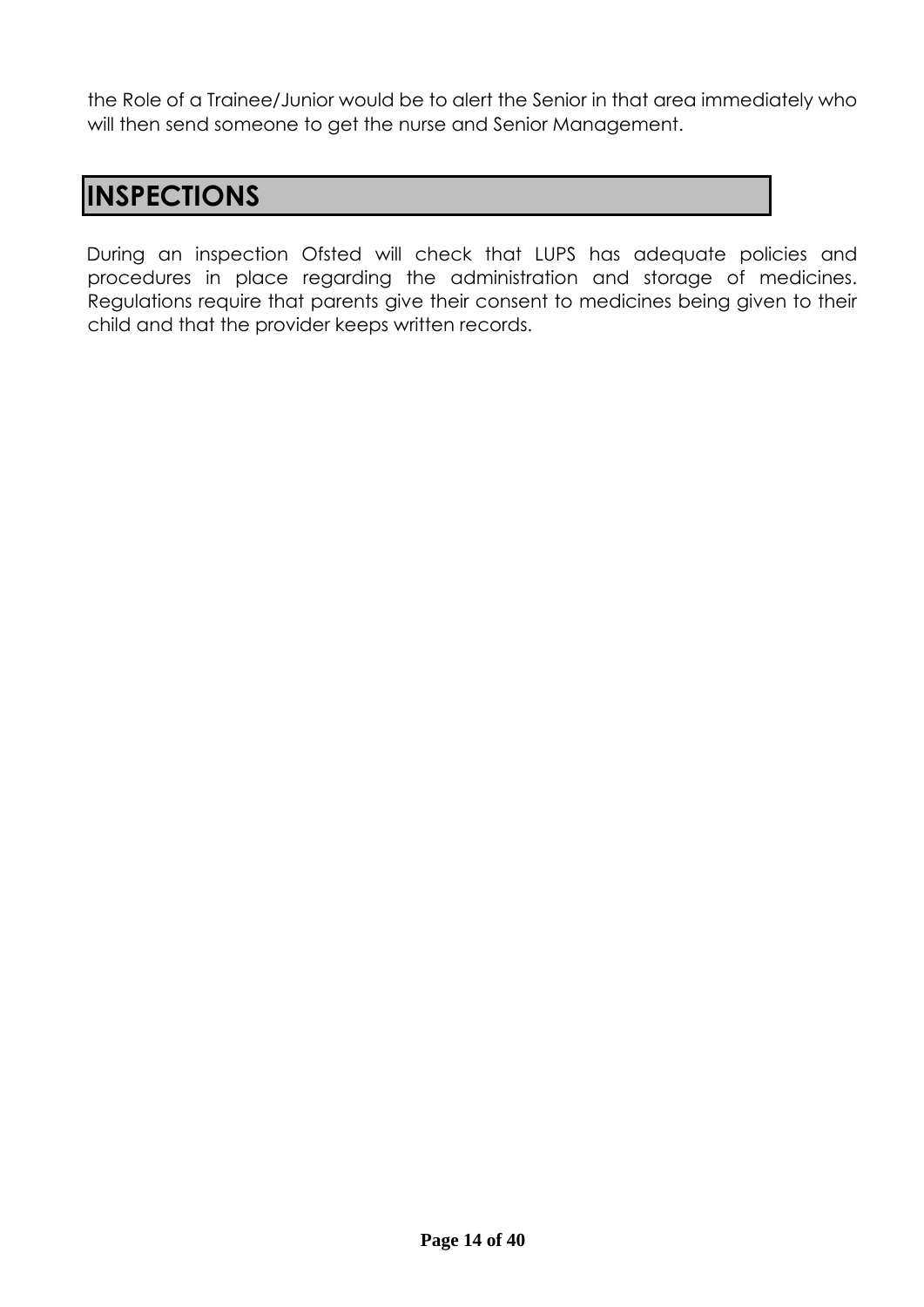the Role of a Trainee/Junior would be to alert the Senior in that area immediately who will then send someone to get the nurse and Senior Management.

## INSPECTIONS

During an inspection Ofsted will check that LUPS has adequate policies and procedures in place regarding the administration and storage of medicines. Regulations require that parents give their consent to medicines being given to their child and that the provider keeps written records.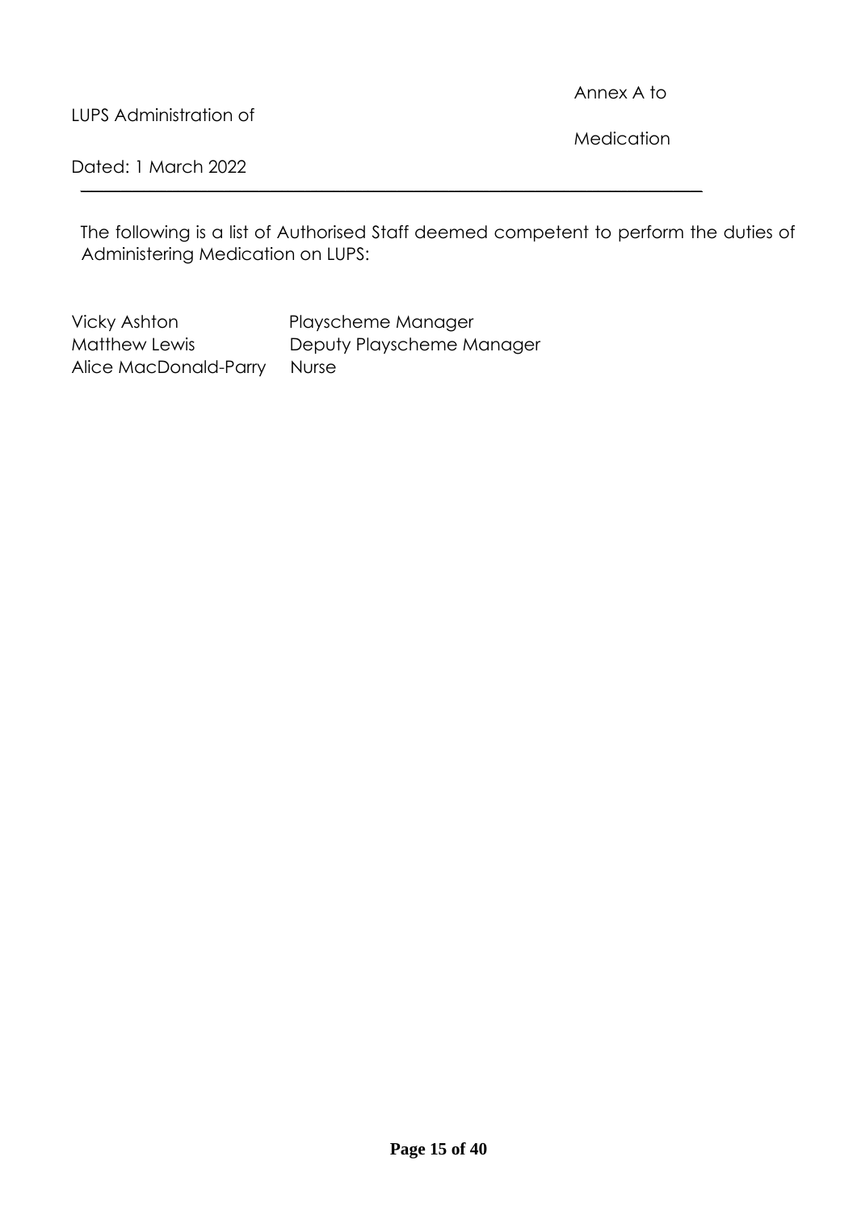LUPS Administration of Medication

Annex A to

Dated: 1 March 2022

The following is a list of Authorised Staff deemed competent to perform the duties of Administering Medication on LUPS:

| | |
|---|---|
| Vicky Ashton | Playscheme Manager |
| Matthew Lewis | Deputy Playscheme Manager |
| Alice MacDonald-Parry | Nurse |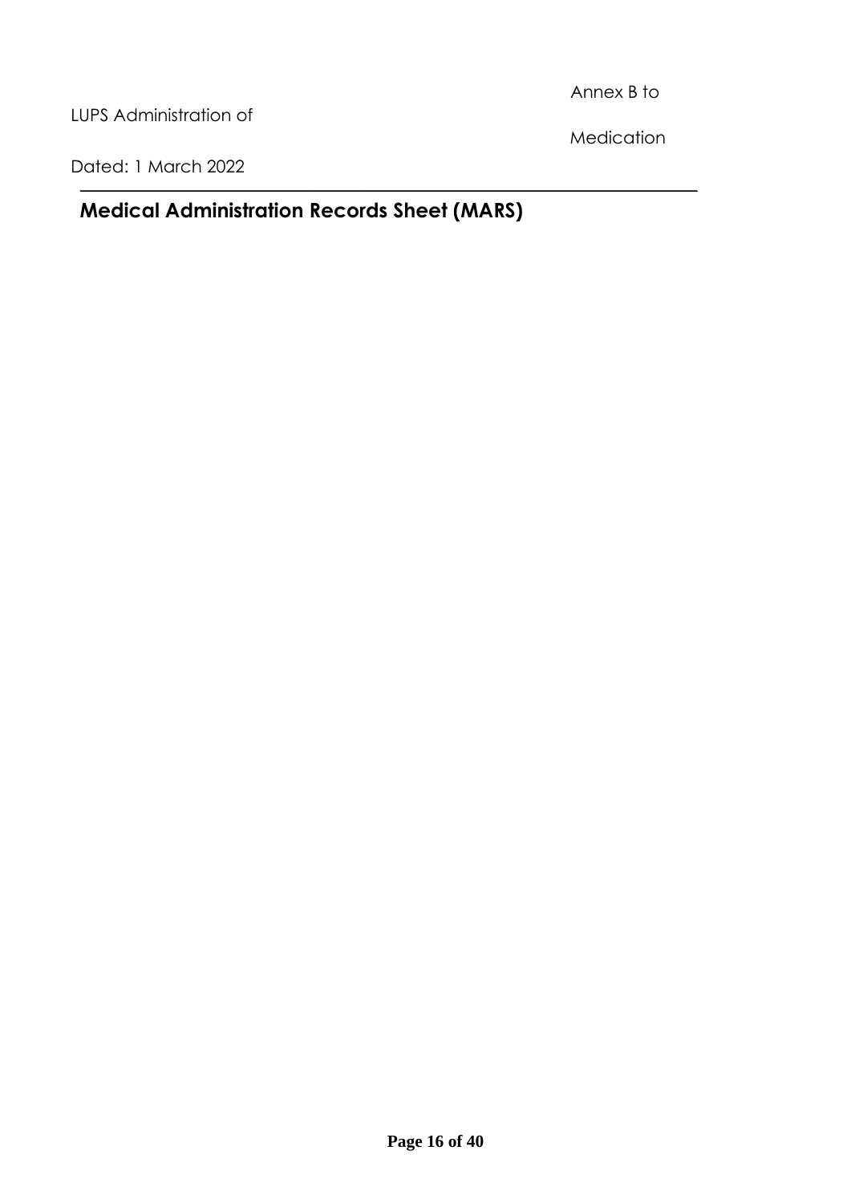Annex B to

LUPS Administration of

Medication

Dated: 1 March 2022

## Medical Administration Records Sheet (MARS)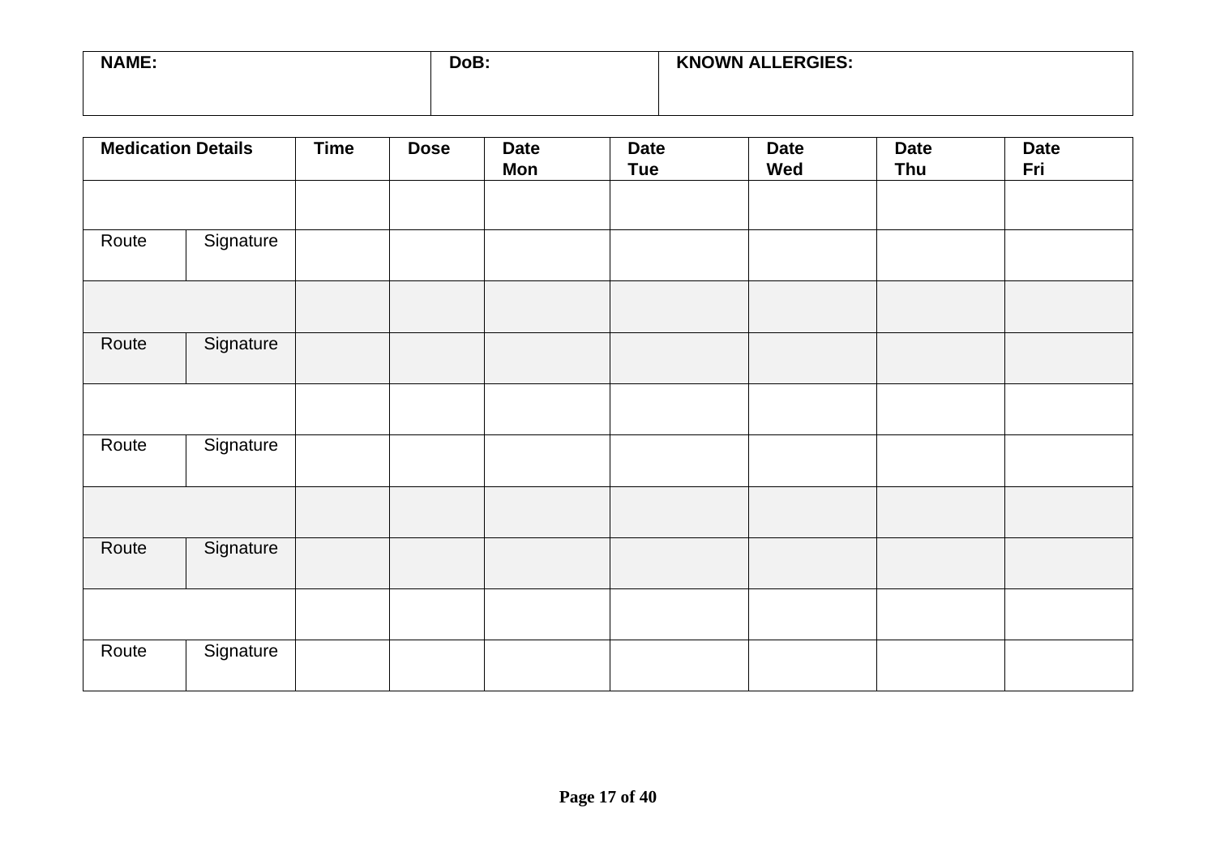| NAME: | DoB: | KNOWN ALLERGIES: |
|---|---|---|
| | | |

| **Medication Details** | | **Time** | **Dose** | **Date Mon** | **Date Tue** | **Date Wed** | **Date Thu** | **Date Fri** |
|---|---|---|---|---|---|---|---|---|
| | | | | | | | | |
| Route | Signature | | | | | | | |
| | | | | | | | | |
| Route | Signature | | | | | | | |
| | | | | | | | | |
| Route | Signature | | | | | | | |
| | | | | | | | | |
| Route | Signature | | | | | | | |
| | | | | | | | | |
| Route | Signature | | | | | | | |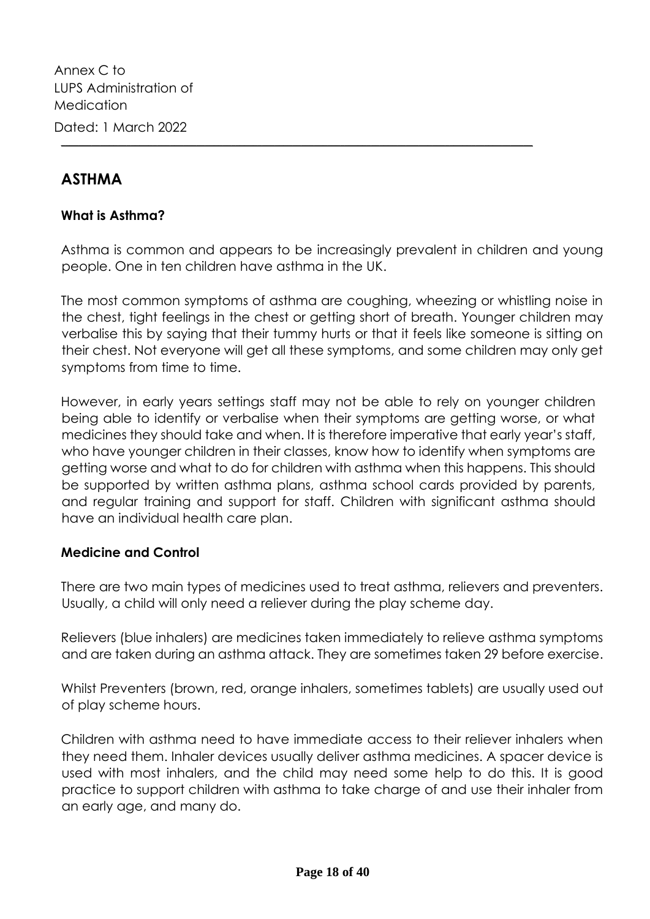Annex C to
LUPS Administration of
Medication

Dated: 1 March 2022

## ASTHMA

### What is Asthma?

Asthma is common and appears to be increasingly prevalent in children and young people. One in ten children have asthma in the UK.

The most common symptoms of asthma are coughing, wheezing or whistling noise in the chest, tight feelings in the chest or getting short of breath. Younger children may verbalise this by saying that their tummy hurts or that it feels like someone is sitting on their chest. Not everyone will get all these symptoms, and some children may only get symptoms from time to time.

However, in early years settings staff may not be able to rely on younger children being able to identify or verbalise when their symptoms are getting worse, or what medicines they should take and when. It is therefore imperative that early year's staff, who have younger children in their classes, know how to identify when symptoms are getting worse and what to do for children with asthma when this happens. This should be supported by written asthma plans, asthma school cards provided by parents, and regular training and support for staff. Children with significant asthma should have an individual health care plan.

### Medicine and Control

There are two main types of medicines used to treat asthma, relievers and preventers. Usually, a child will only need a reliever during the play scheme day.

Relievers (blue inhalers) are medicines taken immediately to relieve asthma symptoms and are taken during an asthma attack. They are sometimes taken 29 before exercise.

Whilst Preventers (brown, red, orange inhalers, sometimes tablets) are usually used out of play scheme hours.

Children with asthma need to have immediate access to their reliever inhalers when they need them. Inhaler devices usually deliver asthma medicines. A spacer device is used with most inhalers, and the child may need some help to do this. It is good practice to support children with asthma to take charge of and use their inhaler from an early age, and many do.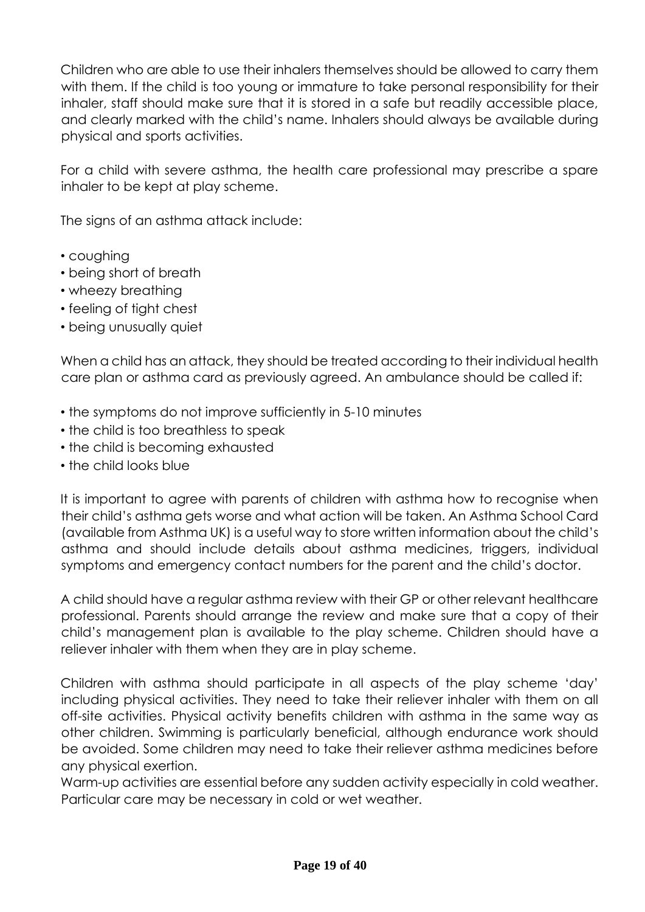Children who are able to use their inhalers themselves should be allowed to carry them with them. If the child is too young or immature to take personal responsibility for their inhaler, staff should make sure that it is stored in a safe but readily accessible place, and clearly marked with the child's name. Inhalers should always be available during physical and sports activities.

For a child with severe asthma, the health care professional may prescribe a spare inhaler to be kept at play scheme.

The signs of an asthma attack include:

- coughing
- being short of breath
- wheezy breathing
- feeling of tight chest
- being unusually quiet

When a child has an attack, they should be treated according to their individual health care plan or asthma card as previously agreed. An ambulance should be called if:

- the symptoms do not improve sufficiently in 5-10 minutes
- the child is too breathless to speak
- the child is becoming exhausted
- the child looks blue

It is important to agree with parents of children with asthma how to recognise when their child's asthma gets worse and what action will be taken. An Asthma School Card (available from Asthma UK) is a useful way to store written information about the child's asthma and should include details about asthma medicines, triggers, individual symptoms and emergency contact numbers for the parent and the child's doctor.

A child should have a regular asthma review with their GP or other relevant healthcare professional. Parents should arrange the review and make sure that a copy of their child's management plan is available to the play scheme. Children should have a reliever inhaler with them when they are in play scheme.

Children with asthma should participate in all aspects of the play scheme 'day' including physical activities. They need to take their reliever inhaler with them on all off-site activities. Physical activity benefits children with asthma in the same way as other children. Swimming is particularly beneficial, although endurance work should be avoided. Some children may need to take their reliever asthma medicines before any physical exertion.
Warm-up activities are essential before any sudden activity especially in cold weather. Particular care may be necessary in cold or wet weather.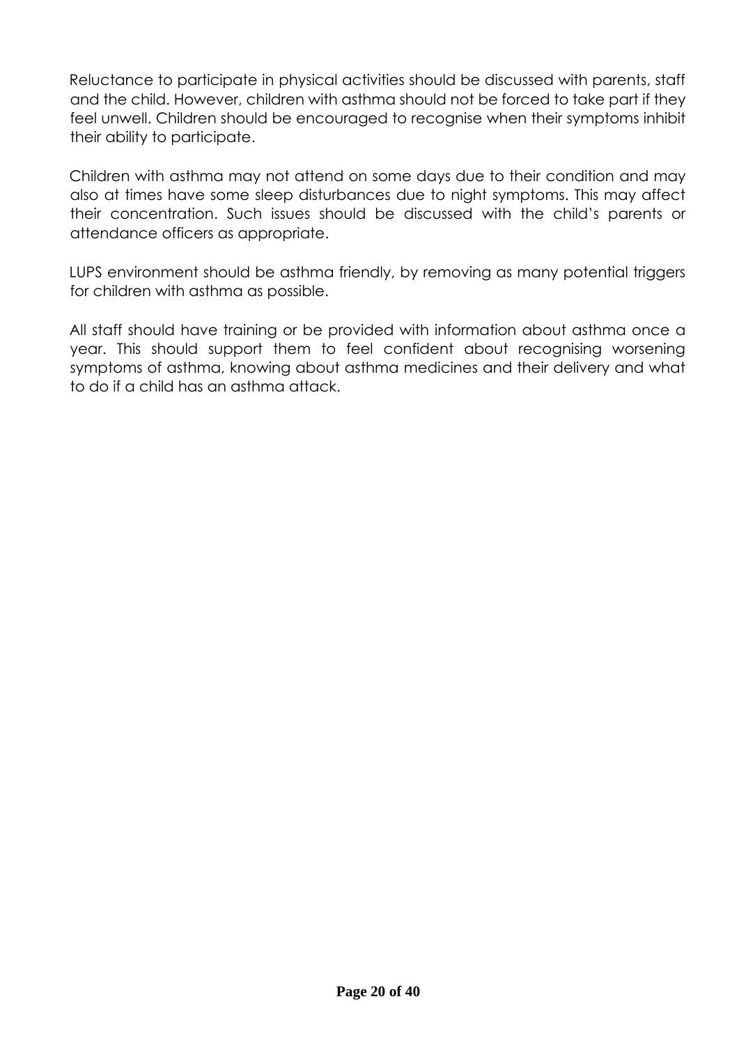Reluctance to participate in physical activities should be discussed with parents, staff and the child. However, children with asthma should not be forced to take part if they feel unwell. Children should be encouraged to recognise when their symptoms inhibit their ability to participate.

Children with asthma may not attend on some days due to their condition and may also at times have some sleep disturbances due to night symptoms. This may affect their concentration. Such issues should be discussed with the child's parents or attendance officers as appropriate.

LUPS environment should be asthma friendly, by removing as many potential triggers for children with asthma as possible.

All staff should have training or be provided with information about asthma once a year. This should support them to feel confident about recognising worsening symptoms of asthma, knowing about asthma medicines and their delivery and what to do if a child has an asthma attack.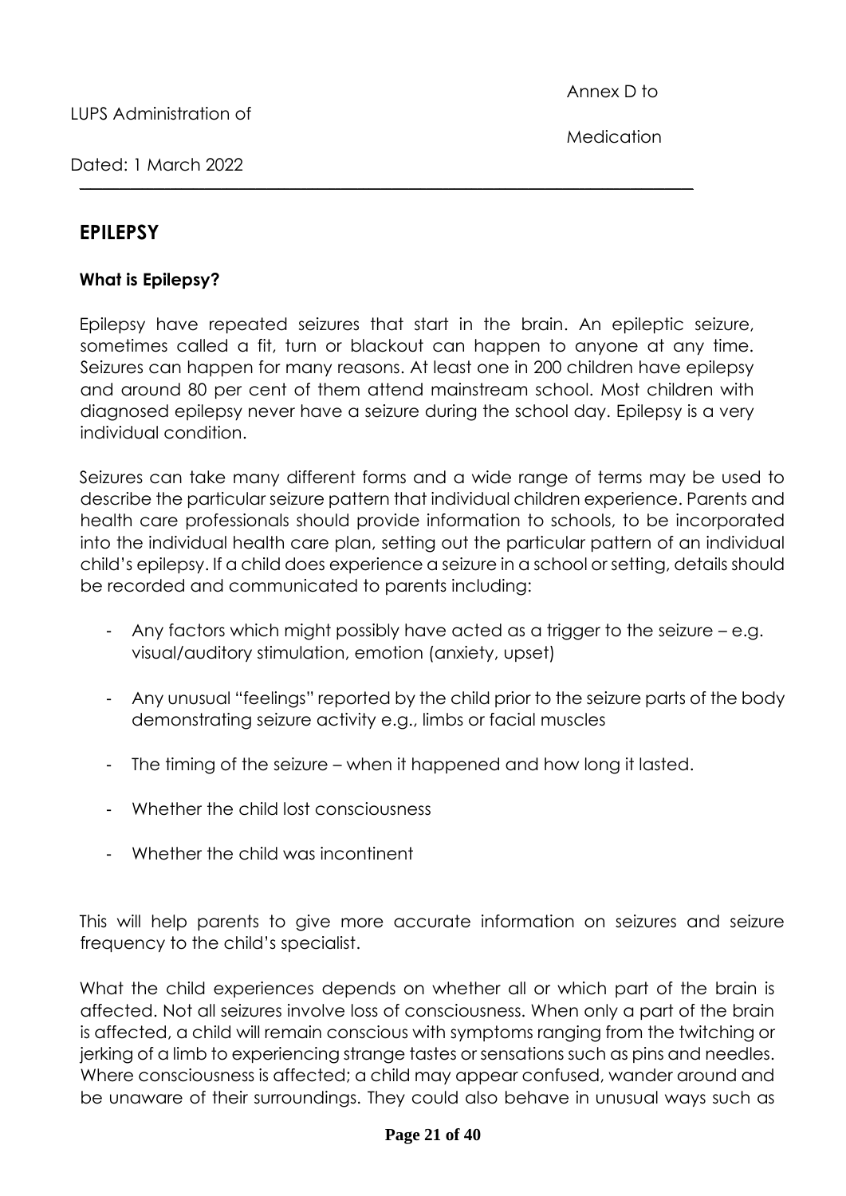## EPILEPSY

### What is Epilepsy?

Epilepsy have repeated seizures that start in the brain. An epileptic seizure, sometimes called a fit, turn or blackout can happen to anyone at any time. Seizures can happen for many reasons. At least one in 200 children have epilepsy and around 80 per cent of them attend mainstream school. Most children with diagnosed epilepsy never have a seizure during the school day. Epilepsy is a very individual condition.

Seizures can take many different forms and a wide range of terms may be used to describe the particular seizure pattern that individual children experience. Parents and health care professionals should provide information to schools, to be incorporated into the individual health care plan, setting out the particular pattern of an individual child's epilepsy. If a child does experience a seizure in a school or setting, details should be recorded and communicated to parents including:

- Any factors which might possibly have acted as a trigger to the seizure – e.g. visual/auditory stimulation, emotion (anxiety, upset)
- Any unusual "feelings" reported by the child prior to the seizure parts of the body demonstrating seizure activity e.g., limbs or facial muscles
- The timing of the seizure – when it happened and how long it lasted.
- Whether the child lost consciousness
- Whether the child was incontinent

This will help parents to give more accurate information on seizures and seizure frequency to the child's specialist.

What the child experiences depends on whether all or which part of the brain is affected. Not all seizures involve loss of consciousness. When only a part of the brain is affected, a child will remain conscious with symptoms ranging from the twitching or jerking of a limb to experiencing strange tastes or sensations such as pins and needles. Where consciousness is affected; a child may appear confused, wander around and be unaware of their surroundings. They could also behave in unusual ways such as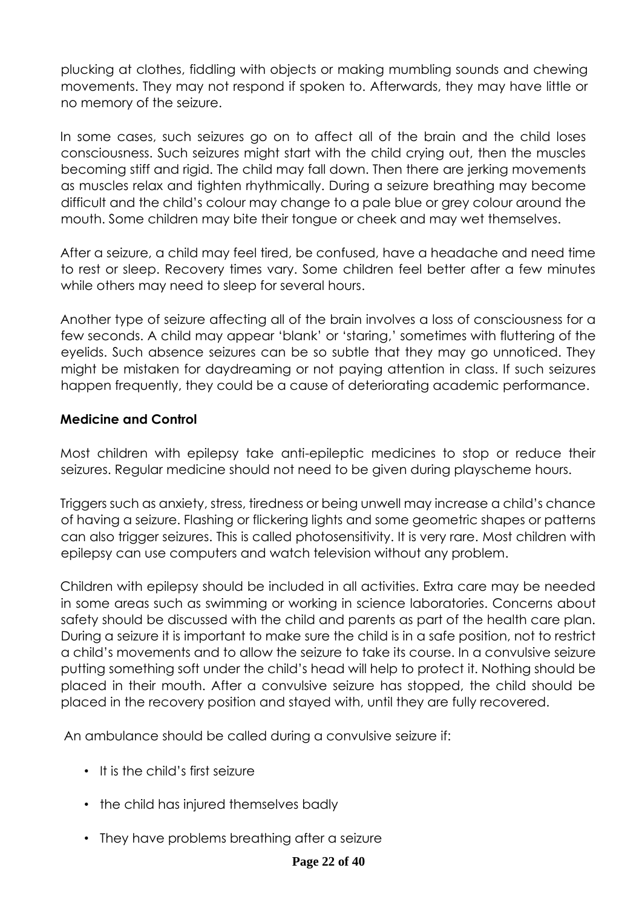plucking at clothes, fiddling with objects or making mumbling sounds and chewing movements. They may not respond if spoken to. Afterwards, they may have little or no memory of the seizure.

In some cases, such seizures go on to affect all of the brain and the child loses consciousness. Such seizures might start with the child crying out, then the muscles becoming stiff and rigid. The child may fall down. Then there are jerking movements as muscles relax and tighten rhythmically. During a seizure breathing may become difficult and the child's colour may change to a pale blue or grey colour around the mouth. Some children may bite their tongue or cheek and may wet themselves.

After a seizure, a child may feel tired, be confused, have a headache and need time to rest or sleep. Recovery times vary. Some children feel better after a few minutes while others may need to sleep for several hours.

Another type of seizure affecting all of the brain involves a loss of consciousness for a few seconds. A child may appear 'blank' or 'staring,' sometimes with fluttering of the eyelids. Such absence seizures can be so subtle that they may go unnoticed. They might be mistaken for daydreaming or not paying attention in class. If such seizures happen frequently, they could be a cause of deteriorating academic performance.

**Medicine and Control**

Most children with epilepsy take anti-epileptic medicines to stop or reduce their seizures. Regular medicine should not need to be given during playscheme hours.

Triggers such as anxiety, stress, tiredness or being unwell may increase a child's chance of having a seizure. Flashing or flickering lights and some geometric shapes or patterns can also trigger seizures. This is called photosensitivity. It is very rare. Most children with epilepsy can use computers and watch television without any problem.

Children with epilepsy should be included in all activities. Extra care may be needed in some areas such as swimming or working in science laboratories. Concerns about safety should be discussed with the child and parents as part of the health care plan. During a seizure it is important to make sure the child is in a safe position, not to restrict a child's movements and to allow the seizure to take its course. In a convulsive seizure putting something soft under the child's head will help to protect it. Nothing should be placed in their mouth. After a convulsive seizure has stopped, the child should be placed in the recovery position and stayed with, until they are fully recovered.

An ambulance should be called during a convulsive seizure if:

- It is the child's first seizure
- the child has injured themselves badly
- They have problems breathing after a seizure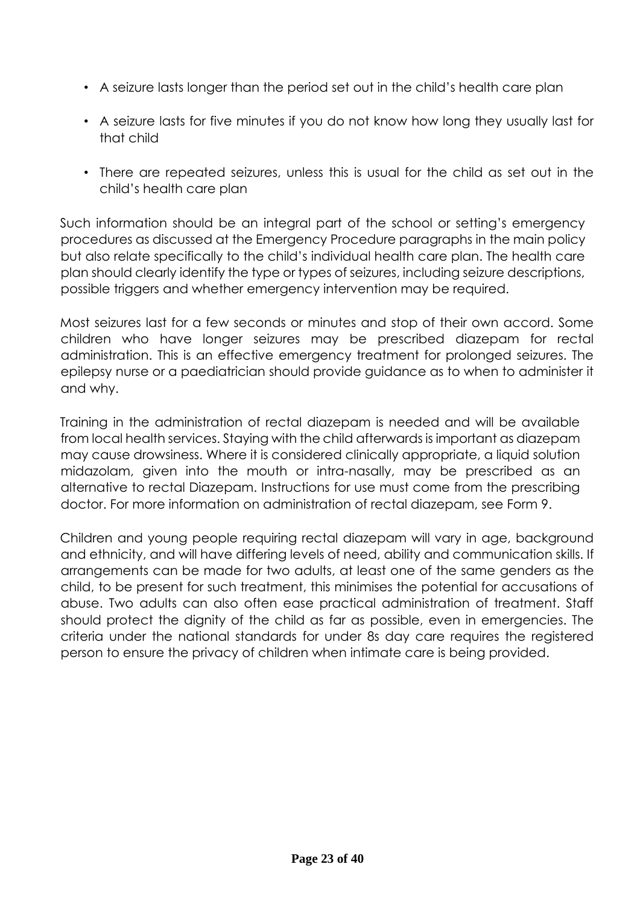- A seizure lasts longer than the period set out in the child's health care plan
- A seizure lasts for five minutes if you do not know how long they usually last for that child
- There are repeated seizures, unless this is usual for the child as set out in the child's health care plan

Such information should be an integral part of the school or setting's emergency procedures as discussed at the Emergency Procedure paragraphs in the main policy but also relate specifically to the child's individual health care plan. The health care plan should clearly identify the type or types of seizures, including seizure descriptions, possible triggers and whether emergency intervention may be required.

Most seizures last for a few seconds or minutes and stop of their own accord. Some children who have longer seizures may be prescribed diazepam for rectal administration. This is an effective emergency treatment for prolonged seizures. The epilepsy nurse or a paediatrician should provide guidance as to when to administer it and why.

Training in the administration of rectal diazepam is needed and will be available from local health services. Staying with the child afterwards is important as diazepam may cause drowsiness. Where it is considered clinically appropriate, a liquid solution midazolam, given into the mouth or intra-nasally, may be prescribed as an alternative to rectal Diazepam. Instructions for use must come from the prescribing doctor. For more information on administration of rectal diazepam, see Form 9.

Children and young people requiring rectal diazepam will vary in age, background and ethnicity, and will have differing levels of need, ability and communication skills. If arrangements can be made for two adults, at least one of the same genders as the child, to be present for such treatment, this minimises the potential for accusations of abuse. Two adults can also often ease practical administration of treatment. Staff should protect the dignity of the child as far as possible, even in emergencies. The criteria under the national standards for under 8s day care requires the registered person to ensure the privacy of children when intimate care is being provided.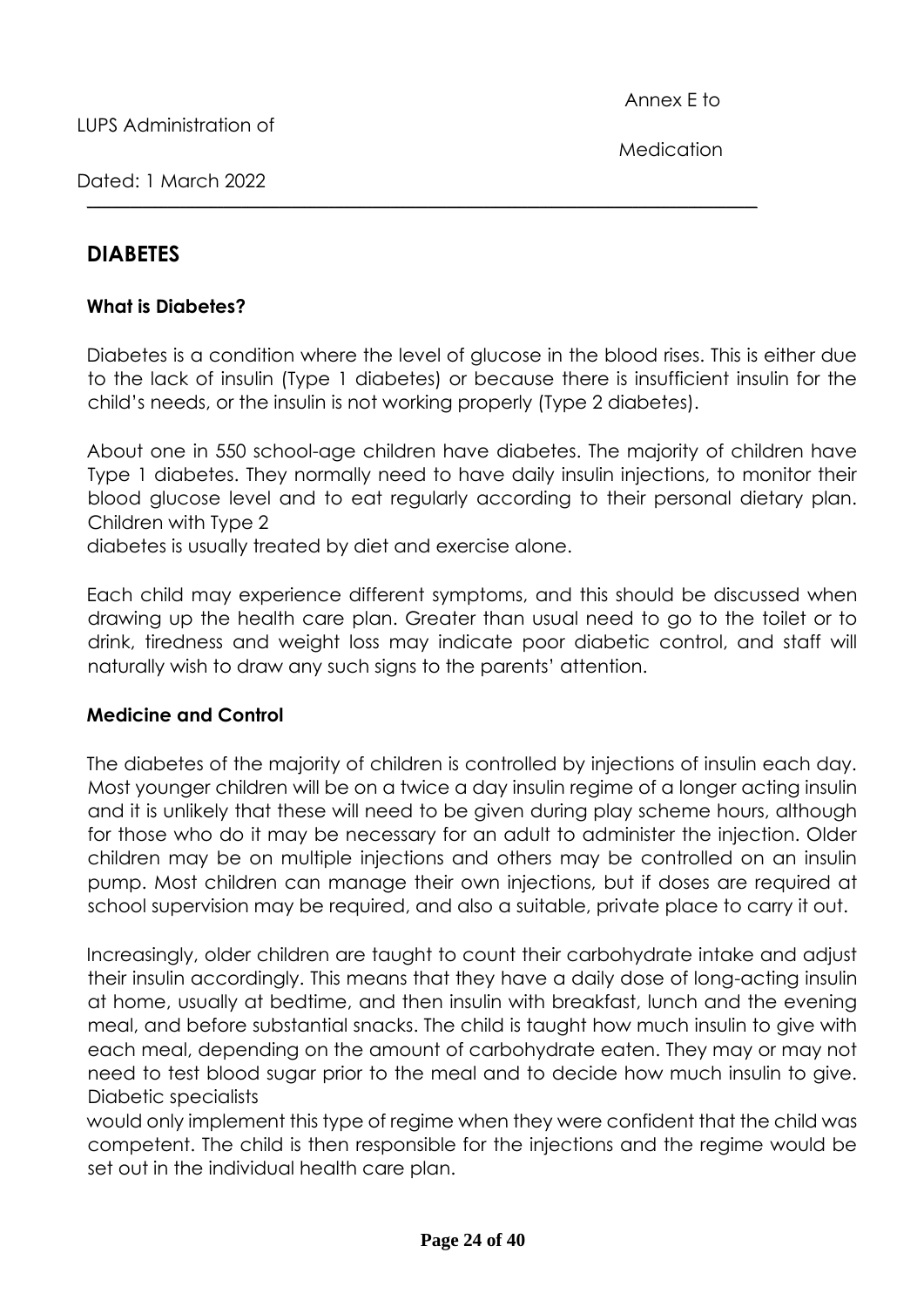# DIABETES

### What is Diabetes?

Diabetes is a condition where the level of glucose in the blood rises. This is either due to the lack of insulin (Type 1 diabetes) or because there is insufficient insulin for the child's needs, or the insulin is not working properly (Type 2 diabetes).

About one in 550 school-age children have diabetes. The majority of children have Type 1 diabetes. They normally need to have daily insulin injections, to monitor their blood glucose level and to eat regularly according to their personal dietary plan. Children with Type 2 diabetes is usually treated by diet and exercise alone.

Each child may experience different symptoms, and this should be discussed when drawing up the health care plan. Greater than usual need to go to the toilet or to drink, tiredness and weight loss may indicate poor diabetic control, and staff will naturally wish to draw any such signs to the parents' attention.

### Medicine and Control

The diabetes of the majority of children is controlled by injections of insulin each day. Most younger children will be on a twice a day insulin regime of a longer acting insulin and it is unlikely that these will need to be given during play scheme hours, although for those who do it may be necessary for an adult to administer the injection. Older children may be on multiple injections and others may be controlled on an insulin pump. Most children can manage their own injections, but if doses are required at school supervision may be required, and also a suitable, private place to carry it out.

Increasingly, older children are taught to count their carbohydrate intake and adjust their insulin accordingly. This means that they have a daily dose of long-acting insulin at home, usually at bedtime, and then insulin with breakfast, lunch and the evening meal, and before substantial snacks. The child is taught how much insulin to give with each meal, depending on the amount of carbohydrate eaten. They may or may not need to test blood sugar prior to the meal and to decide how much insulin to give. Diabetic specialists would only implement this type of regime when they were confident that the child was competent. The child is then responsible for the injections and the regime would be set out in the individual health care plan.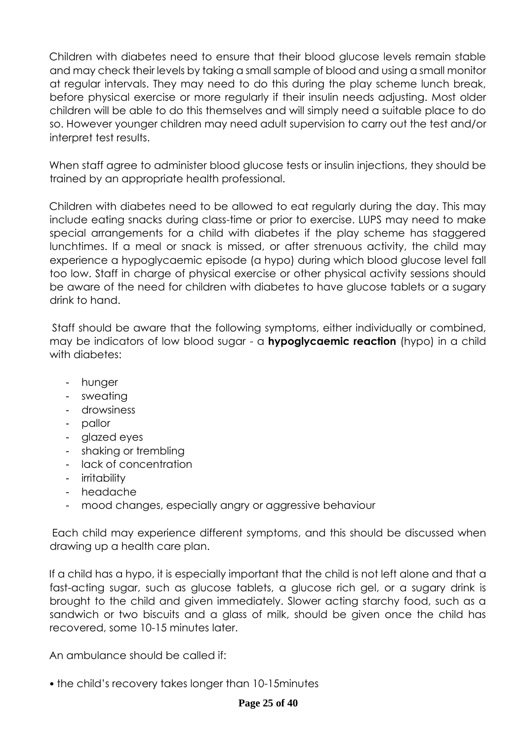Children with diabetes need to ensure that their blood glucose levels remain stable and may check their levels by taking a small sample of blood and using a small monitor at regular intervals. They may need to do this during the play scheme lunch break, before physical exercise or more regularly if their insulin needs adjusting. Most older children will be able to do this themselves and will simply need a suitable place to do so. However younger children may need adult supervision to carry out the test and/or interpret test results.

When staff agree to administer blood glucose tests or insulin injections, they should be trained by an appropriate health professional.

Children with diabetes need to be allowed to eat regularly during the day. This may include eating snacks during class-time or prior to exercise. LUPS may need to make special arrangements for a child with diabetes if the play scheme has staggered lunchtimes. If a meal or snack is missed, or after strenuous activity, the child may experience a hypoglycaemic episode (a hypo) during which blood glucose level fall too low. Staff in charge of physical exercise or other physical activity sessions should be aware of the need for children with diabetes to have glucose tablets or a sugary drink to hand.

Staff should be aware that the following symptoms, either individually or combined, may be indicators of low blood sugar - a **hypoglycaemic reaction** (hypo) in a child with diabetes:

- hunger
- sweating
- drowsiness
- pallor
- glazed eyes
- shaking or trembling
- lack of concentration
- irritability
- headache
- mood changes, especially angry or aggressive behaviour

Each child may experience different symptoms, and this should be discussed when drawing up a health care plan.

If a child has a hypo, it is especially important that the child is not left alone and that a fast-acting sugar, such as glucose tablets, a glucose rich gel, or a sugary drink is brought to the child and given immediately. Slower acting starchy food, such as a sandwich or two biscuits and a glass of milk, should be given once the child has recovered, some 10-15 minutes later.

An ambulance should be called if:

• the child's recovery takes longer than 10-15minutes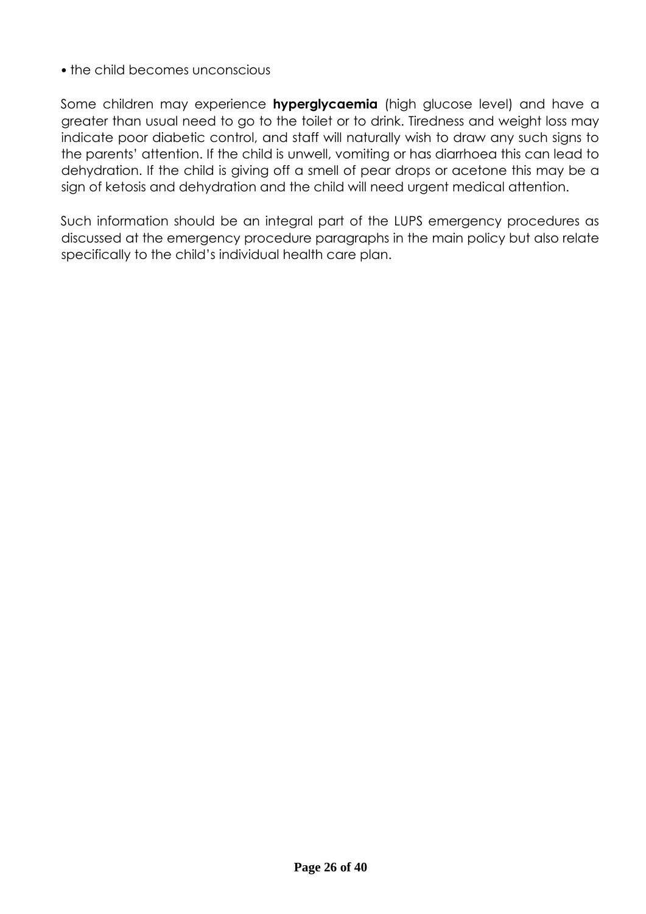- the child becomes unconscious

Some children may experience **hyperglycaemia** (high glucose level) and have a greater than usual need to go to the toilet or to drink. Tiredness and weight loss may indicate poor diabetic control, and staff will naturally wish to draw any such signs to the parents' attention. If the child is unwell, vomiting or has diarrhoea this can lead to dehydration. If the child is giving off a smell of pear drops or acetone this may be a sign of ketosis and dehydration and the child will need urgent medical attention.

Such information should be an integral part of the LUPS emergency procedures as discussed at the emergency procedure paragraphs in the main policy but also relate specifically to the child's individual health care plan.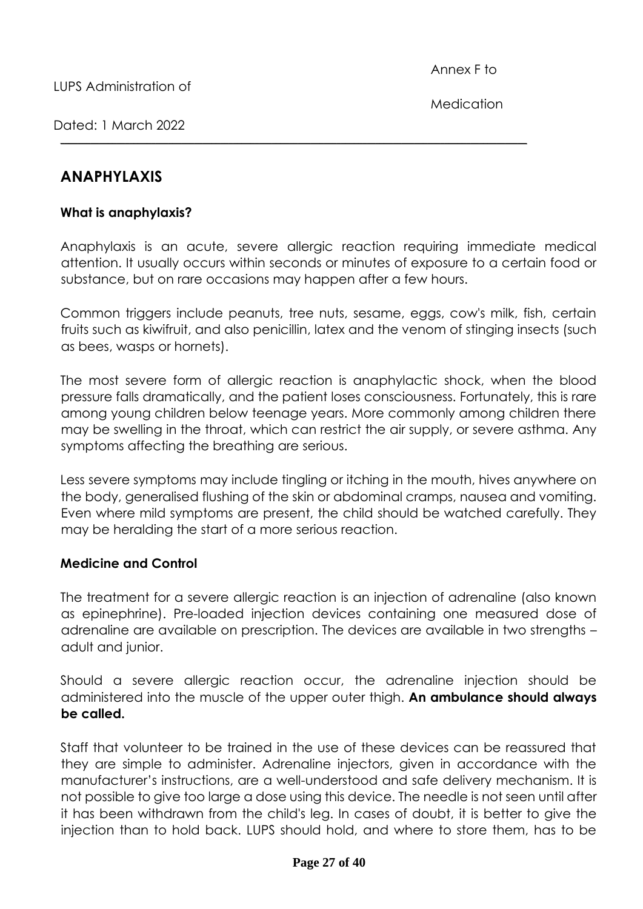# ANAPHYLAXIS

### What is anaphylaxis?

Anaphylaxis is an acute, severe allergic reaction requiring immediate medical attention. It usually occurs within seconds or minutes of exposure to a certain food or substance, but on rare occasions may happen after a few hours.

Common triggers include peanuts, tree nuts, sesame, eggs, cow's milk, fish, certain fruits such as kiwifruit, and also penicillin, latex and the venom of stinging insects (such as bees, wasps or hornets).

The most severe form of allergic reaction is anaphylactic shock, when the blood pressure falls dramatically, and the patient loses consciousness. Fortunately, this is rare among young children below teenage years. More commonly among children there may be swelling in the throat, which can restrict the air supply, or severe asthma. Any symptoms affecting the breathing are serious.

Less severe symptoms may include tingling or itching in the mouth, hives anywhere on the body, generalised flushing of the skin or abdominal cramps, nausea and vomiting. Even where mild symptoms are present, the child should be watched carefully. They may be heralding the start of a more serious reaction.

### Medicine and Control

The treatment for a severe allergic reaction is an injection of adrenaline (also known as epinephrine). Pre-loaded injection devices containing one measured dose of adrenaline are available on prescription. The devices are available in two strengths – adult and junior.

Should a severe allergic reaction occur, the adrenaline injection should be administered into the muscle of the upper outer thigh. **An ambulance should always be called.**

Staff that volunteer to be trained in the use of these devices can be reassured that they are simple to administer. Adrenaline injectors, given in accordance with the manufacturer's instructions, are a well-understood and safe delivery mechanism. It is not possible to give too large a dose using this device. The needle is not seen until after it has been withdrawn from the child's leg. In cases of doubt, it is better to give the injection than to hold back. LUPS should hold, and where to store them, has to be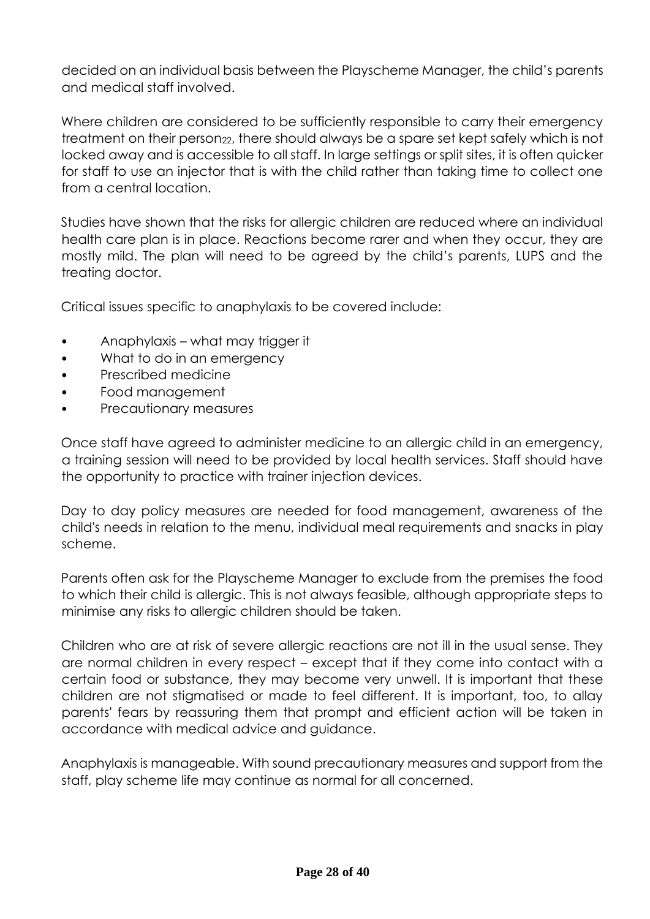decided on an individual basis between the Playscheme Manager, the child's parents and medical staff involved.

Where children are considered to be sufficiently responsible to carry their emergency treatment on their person[22], there should always be a spare set kept safely which is not locked away and is accessible to all staff. In large settings or split sites, it is often quicker for staff to use an injector that is with the child rather than taking time to collect one from a central location.

Studies have shown that the risks for allergic children are reduced where an individual health care plan is in place. Reactions become rarer and when they occur, they are mostly mild. The plan will need to be agreed by the child's parents, LUPS and the treating doctor.

Critical issues specific to anaphylaxis to be covered include:

- Anaphylaxis – what may trigger it
- What to do in an emergency
- Prescribed medicine
- Food management
- Precautionary measures

Once staff have agreed to administer medicine to an allergic child in an emergency, a training session will need to be provided by local health services. Staff should have the opportunity to practice with trainer injection devices.

Day to day policy measures are needed for food management, awareness of the child's needs in relation to the menu, individual meal requirements and snacks in play scheme.

Parents often ask for the Playscheme Manager to exclude from the premises the food to which their child is allergic. This is not always feasible, although appropriate steps to minimise any risks to allergic children should be taken.

Children who are at risk of severe allergic reactions are not ill in the usual sense. They are normal children in every respect – except that if they come into contact with a certain food or substance, they may become very unwell. It is important that these children are not stigmatised or made to feel different. It is important, too, to allay parents' fears by reassuring them that prompt and efficient action will be taken in accordance with medical advice and guidance.

Anaphylaxis is manageable. With sound precautionary measures and support from the staff, play scheme life may continue as normal for all concerned.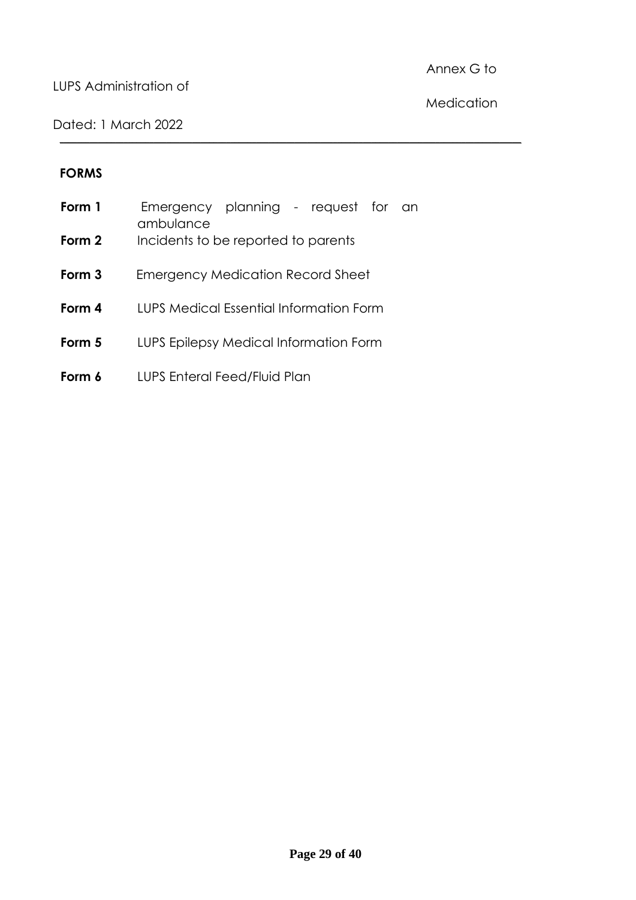Annex G to LUPS Administration of Medication

Dated: 1 March 2022

**FORMS**

| | |
|---|---|
| **Form 1** | Emergency planning - request for an ambulance |
| **Form 2** | Incidents to be reported to parents |
| **Form 3** | Emergency Medication Record Sheet |
| **Form 4** | LUPS Medical Essential Information Form |
| **Form 5** | LUPS Epilepsy Medical Information Form |
| **Form 6** | LUPS Enteral Feed/Fluid Plan |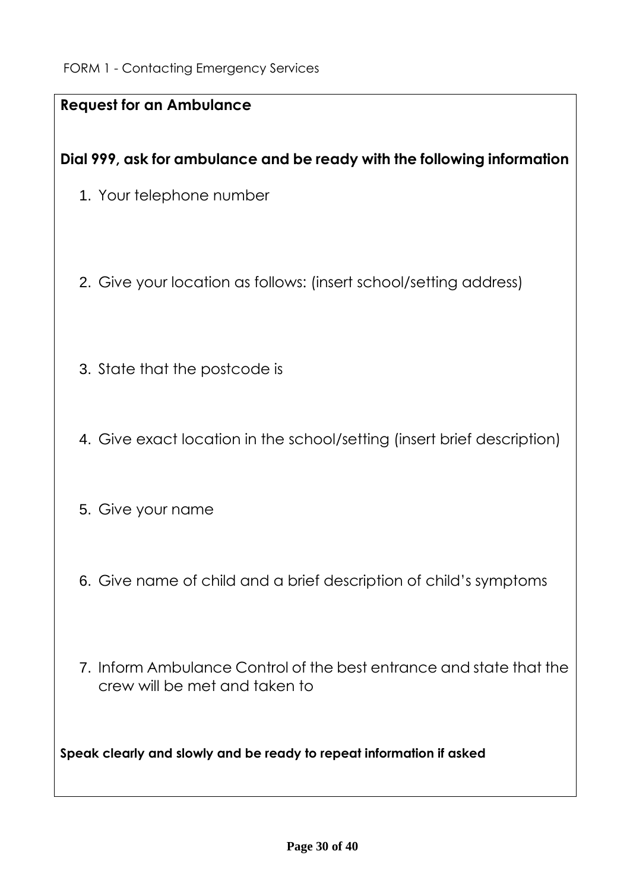FORM 1 - Contacting Emergency Services

## Request for an Ambulance

**Dial 999, ask for ambulance and be ready with the following information**

1. Your telephone number

2. Give your location as follows: (insert school/setting address)

3. State that the postcode is

4. Give exact location in the school/setting (insert brief description)

5. Give your name

6. Give name of child and a brief description of child's symptoms

7. Inform Ambulance Control of the best entrance and state that the crew will be met and taken to

**Speak clearly and slowly and be ready to repeat information if asked**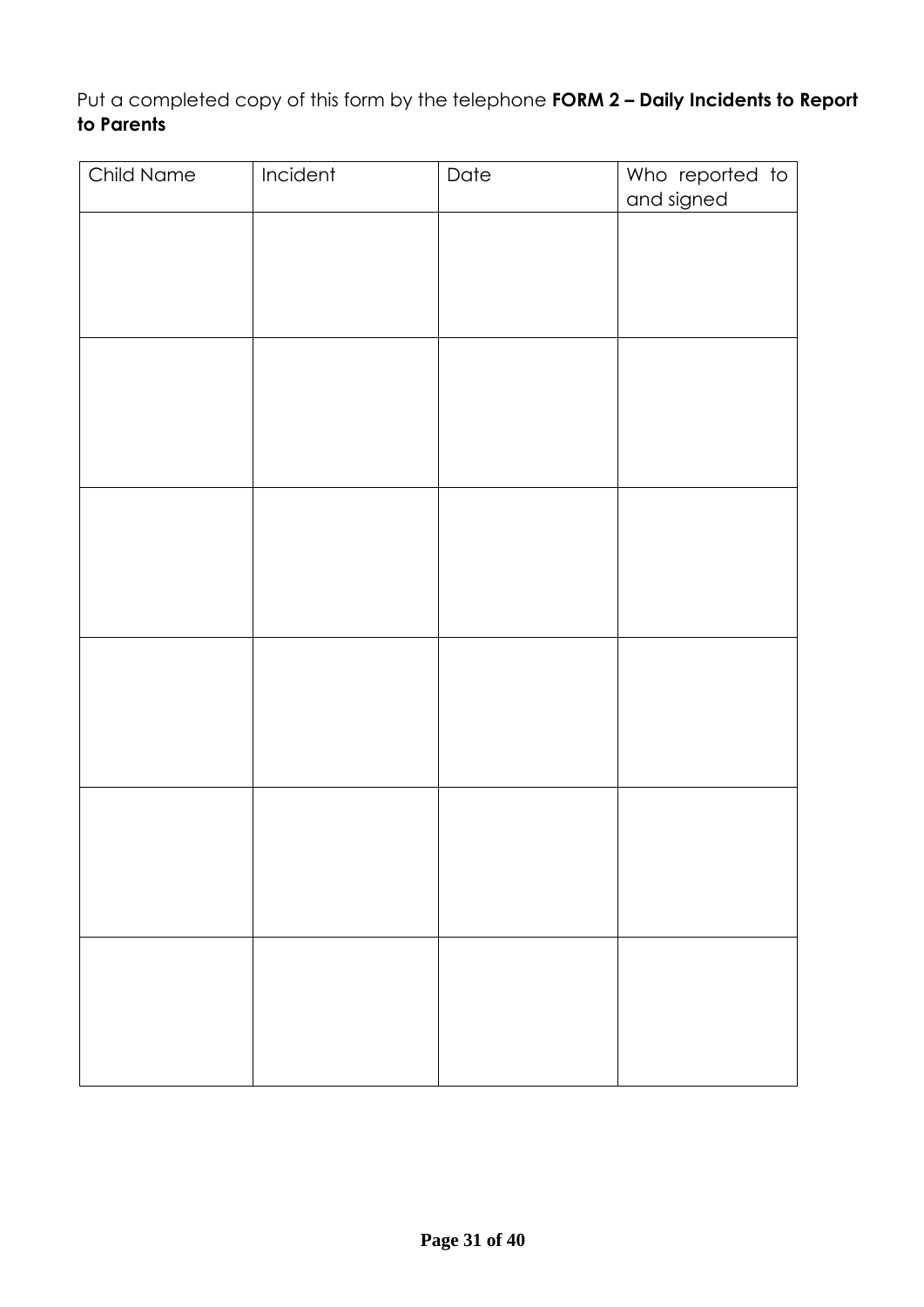Put a completed copy of this form by the telephone **FORM 2 – Daily Incidents to Report to Parents**

| Child Name | Incident | Date | Who reported to and signed |
| --- | --- | --- | --- |
| | | | |
| | | | |
| | | | |
| | | | |
| | | | |
| | | | |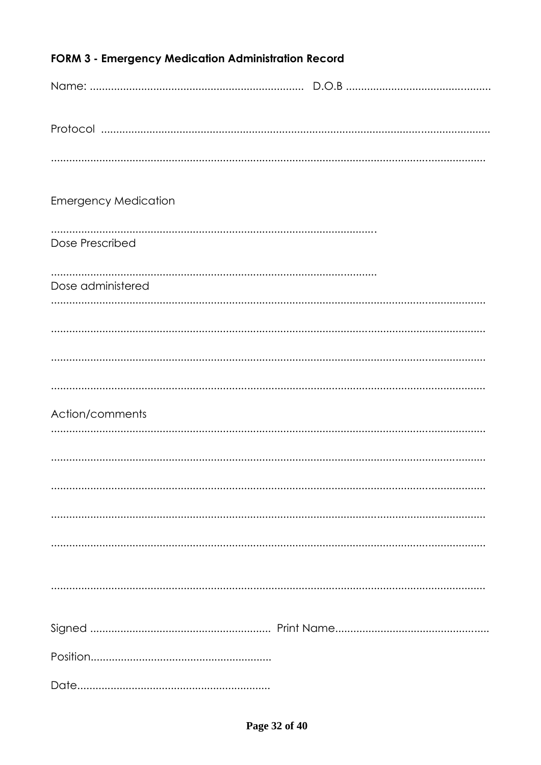**FORM 3 - Emergency Medication Administration Record**

Name: ..................................................................... D.O.B ...............................................

Protocol ..............................................................................................................................

..............................................................................................................................................

Emergency Medication

..........................................................................................................

Dose Prescribed

..........................................................................................................

Dose administered

..............................................................................................................................................

..............................................................................................................................................

..............................................................................................................................................

..............................................................................................................................................

Action/comments

..............................................................................................................................................

..............................................................................................................................................

..............................................................................................................................................

..............................................................................................................................................

..............................................................................................................................................

..............................................................................................................................................

Signed ........................................................... Print Name..................................................

Position...........................................................

Date...............................................................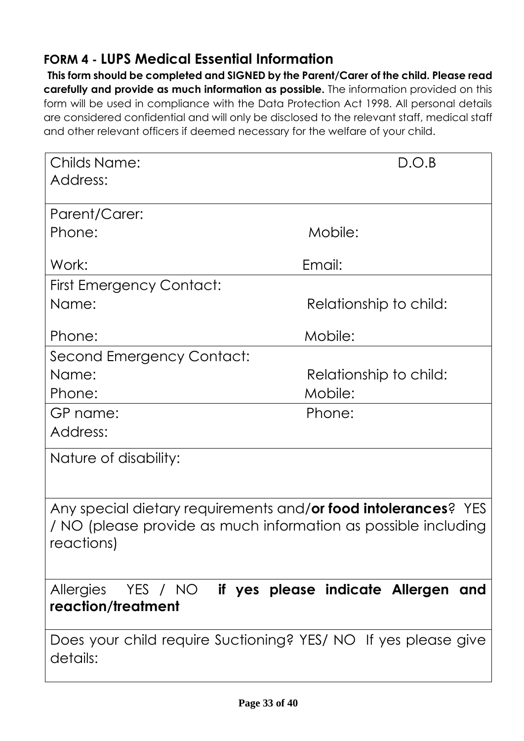## FORM 4 - LUPS Medical Essential Information

**This form should be completed and SIGNED by the Parent/Carer of the child. Please read carefully and provide as much information as possible.** The information provided on this form will be used in compliance with the Data Protection Act 1998. All personal details are considered confidential and will only be disclosed to the relevant staff, medical staff and other relevant officers if deemed necessary for the welfare of your child.

| | |
|---|---|
| Childs Name:<br>Address: | D.O.B |
| Parent/Carer:<br>Phone:<br><br>Work: | <br>Mobile:<br><br>Email: |
| First Emergency Contact:<br>Name:<br><br>Phone: | <br>Relationship to child:<br><br>Mobile: |
| Second Emergency Contact:<br>Name:<br>Phone: | <br>Relationship to child:<br>Mobile: |
| GP name:<br>Address: | Phone: |
| Nature of disability: | |
| Any special dietary requirements and/**or food intolerances**? YES / NO (please provide as much information as possible including reactions) | |
| Allergies YES / NO **if yes please indicate Allergen and reaction/treatment** | |
| Does your child require Suctioning? YES/ NO If yes please give details: | |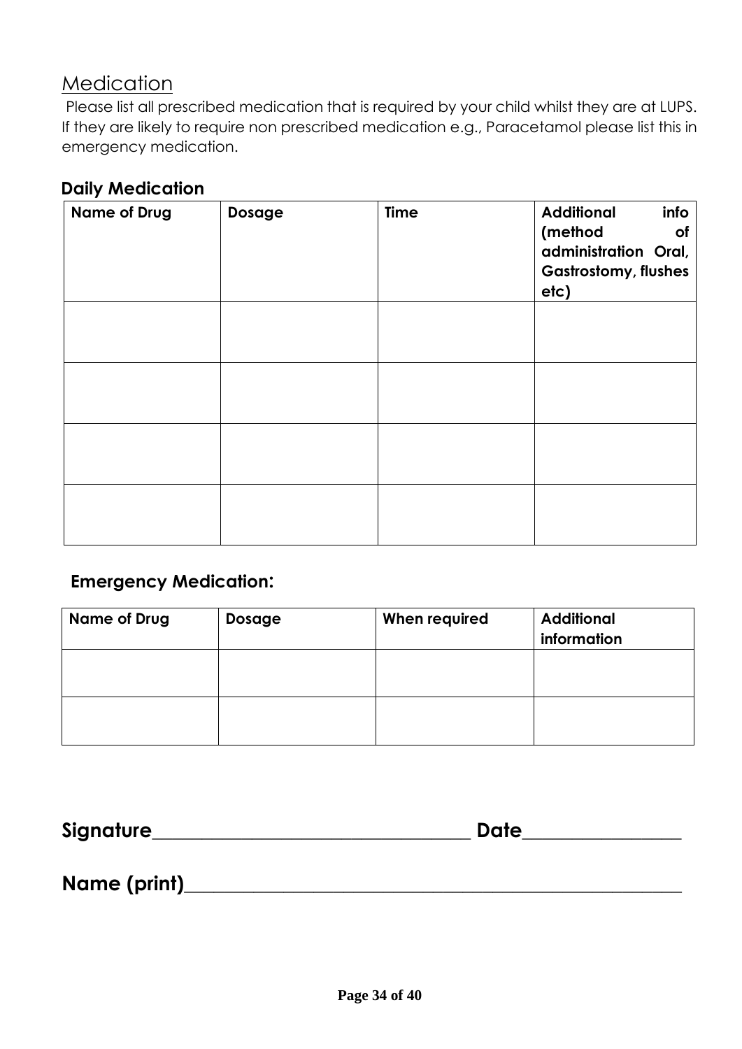## Medication

Please list all prescribed medication that is required by your child whilst they are at LUPS. If they are likely to require non prescribed medication e.g., Paracetamol please list this in emergency medication.

### Daily Medication

| Name of Drug | Dosage | Time | Additional info (method of administration Oral, Gastrostomy, flushes etc) |
|---|---|---|---|
| | | | |
| | | | |
| | | | |
| | | | |

### Emergency Medication:

| Name of Drug | Dosage | When required | Additional information |
|---|---|---|---|
| | | | |
| | | | |

**Signature**________________________________ **Date**________________

**Name (print)**______________________________________________________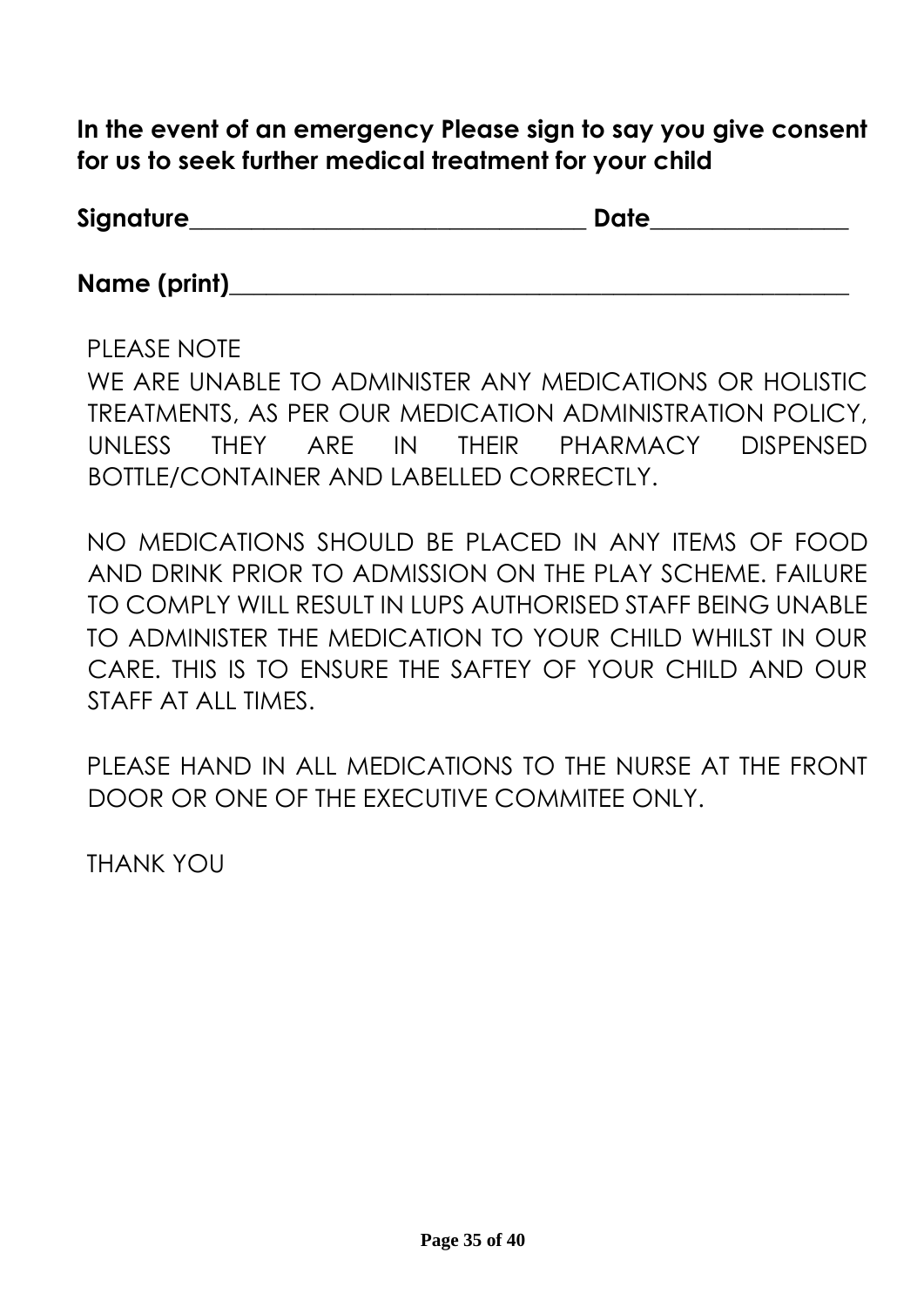**In the event of an emergency Please sign to say you give consent for us to seek further medical treatment for your child**

**Signature**\_\_\_\_\_\_\_\_\_\_\_\_\_\_\_\_\_\_\_\_\_\_\_\_\_\_\_\_\_\_\_\_ **Date**\_\_\_\_\_\_\_\_\_\_\_\_\_\_\_\_

**Name (print)**\_\_\_\_\_\_\_\_\_\_\_\_\_\_\_\_\_\_\_\_\_\_\_\_\_\_\_\_\_\_\_\_\_\_\_\_\_\_\_\_\_\_\_\_\_\_\_\_

PLEASE NOTE

WE ARE UNABLE TO ADMINISTER ANY MEDICATIONS OR HOLISTIC TREATMENTS, AS PER OUR MEDICATION ADMINISTRATION POLICY, UNLESS THEY ARE IN THEIR PHARMACY DISPENSED BOTTLE/CONTAINER AND LABELLED CORRECTLY.

NO MEDICATIONS SHOULD BE PLACED IN ANY ITEMS OF FOOD AND DRINK PRIOR TO ADMISSION ON THE PLAY SCHEME. FAILURE TO COMPLY WILL RESULT IN LUPS AUTHORISED STAFF BEING UNABLE TO ADMINISTER THE MEDICATION TO YOUR CHILD WHILST IN OUR CARE. THIS IS TO ENSURE THE SAFTEY OF YOUR CHILD AND OUR STAFF AT ALL TIMES.

PLEASE HAND IN ALL MEDICATIONS TO THE NURSE AT THE FRONT DOOR OR ONE OF THE EXECUTIVE COMMITEE ONLY.

THANK YOU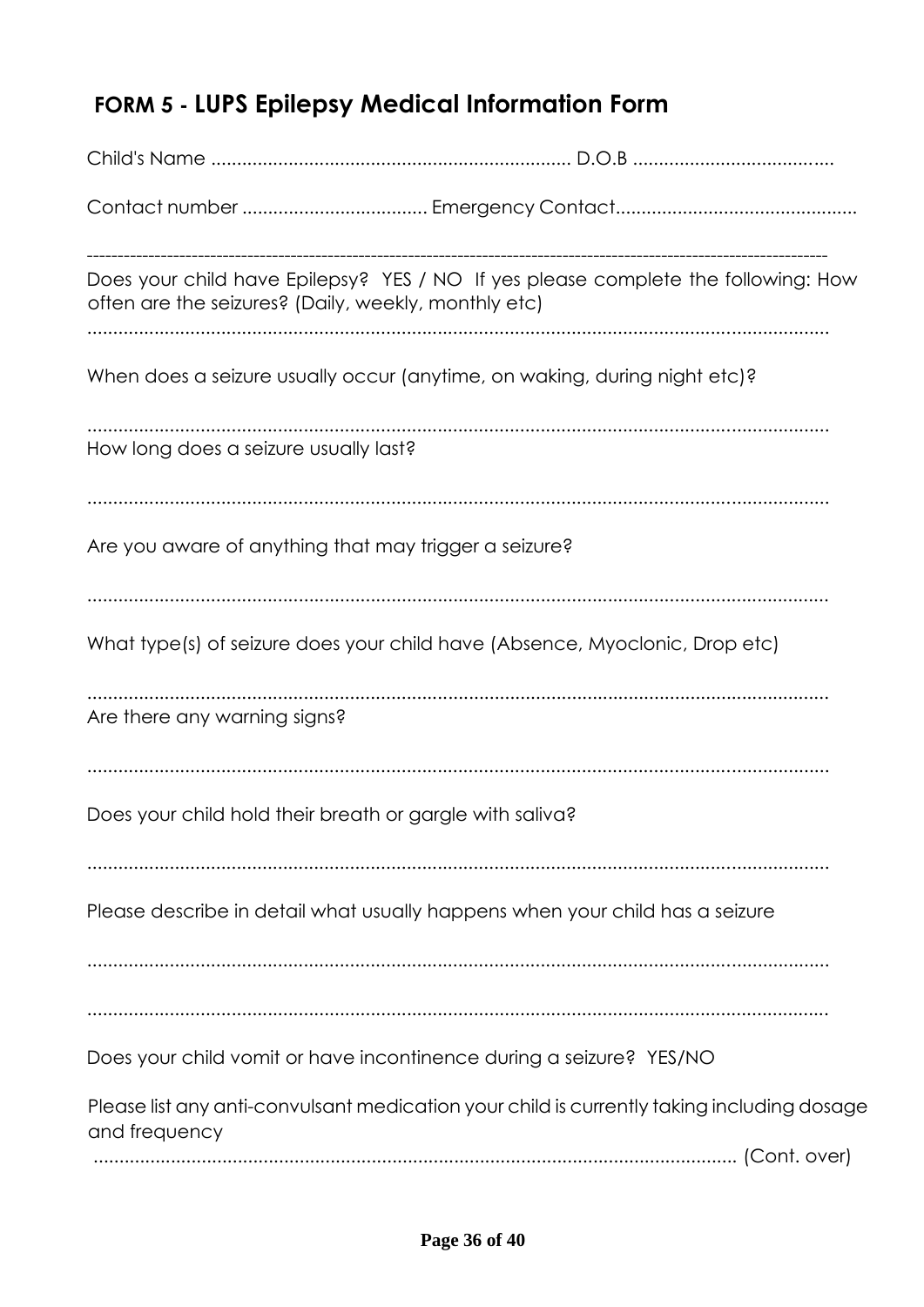## FORM 5 - LUPS Epilepsy Medical Information Form

Child's Name ..................................................................... D.O.B .......................................

Contact number .................................... Emergency Contact...............................................

---

Does your child have Epilepsy? YES / NO If yes please complete the following: How often are the seizures? (Daily, weekly, monthly etc)

.................................................................................................................................

When does a seizure usually occur (anytime, on waking, during night etc)?

.................................................................................................................................

How long does a seizure usually last?

.................................................................................................................................

Are you aware of anything that may trigger a seizure?

.................................................................................................................................

What type(s) of seizure does your child have (Absence, Myoclonic, Drop etc)

.................................................................................................................................

Are there any warning signs?

.................................................................................................................................

Does your child hold their breath or gargle with saliva?

.................................................................................................................................

Please describe in detail what usually happens when your child has a seizure

.................................................................................................................................

.................................................................................................................................

Does your child vomit or have incontinence during a seizure? YES/NO

Please list any anti-convulsant medication your child is currently taking including dosage and frequency

........................................................................................................................... (Cont. over)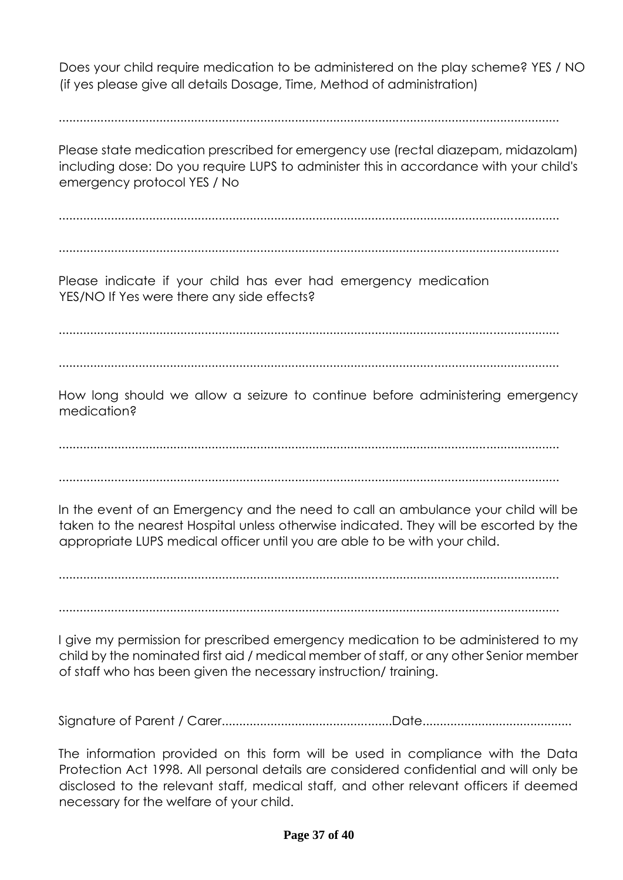Does your child require medication to be administered on the play scheme? YES / NO (if yes please give all details Dosage, Time, Method of administration)

.....................................................................................................................................

Please state medication prescribed for emergency use (rectal diazepam, midazolam) including dose: Do you require LUPS to administer this in accordance with your child's emergency protocol YES / No

.....................................................................................................................................

.....................................................................................................................................

Please indicate if your child has ever had emergency medication YES/NO If Yes were there any side effects?

.....................................................................................................................................

.....................................................................................................................................

How long should we allow a seizure to continue before administering emergency medication?

.....................................................................................................................................

.....................................................................................................................................

In the event of an Emergency and the need to call an ambulance your child will be taken to the nearest Hospital unless otherwise indicated. They will be escorted by the appropriate LUPS medical officer until you are able to be with your child.

.....................................................................................................................................

.....................................................................................................................................

I give my permission for prescribed emergency medication to be administered to my child by the nominated first aid / medical member of staff, or any other Senior member of staff who has been given the necessary instruction/ training.

Signature of Parent / Carer.................................................Date...........................................

The information provided on this form will be used in compliance with the Data Protection Act 1998. All personal details are considered confidential and will only be disclosed to the relevant staff, medical staff, and other relevant officers if deemed necessary for the welfare of your child.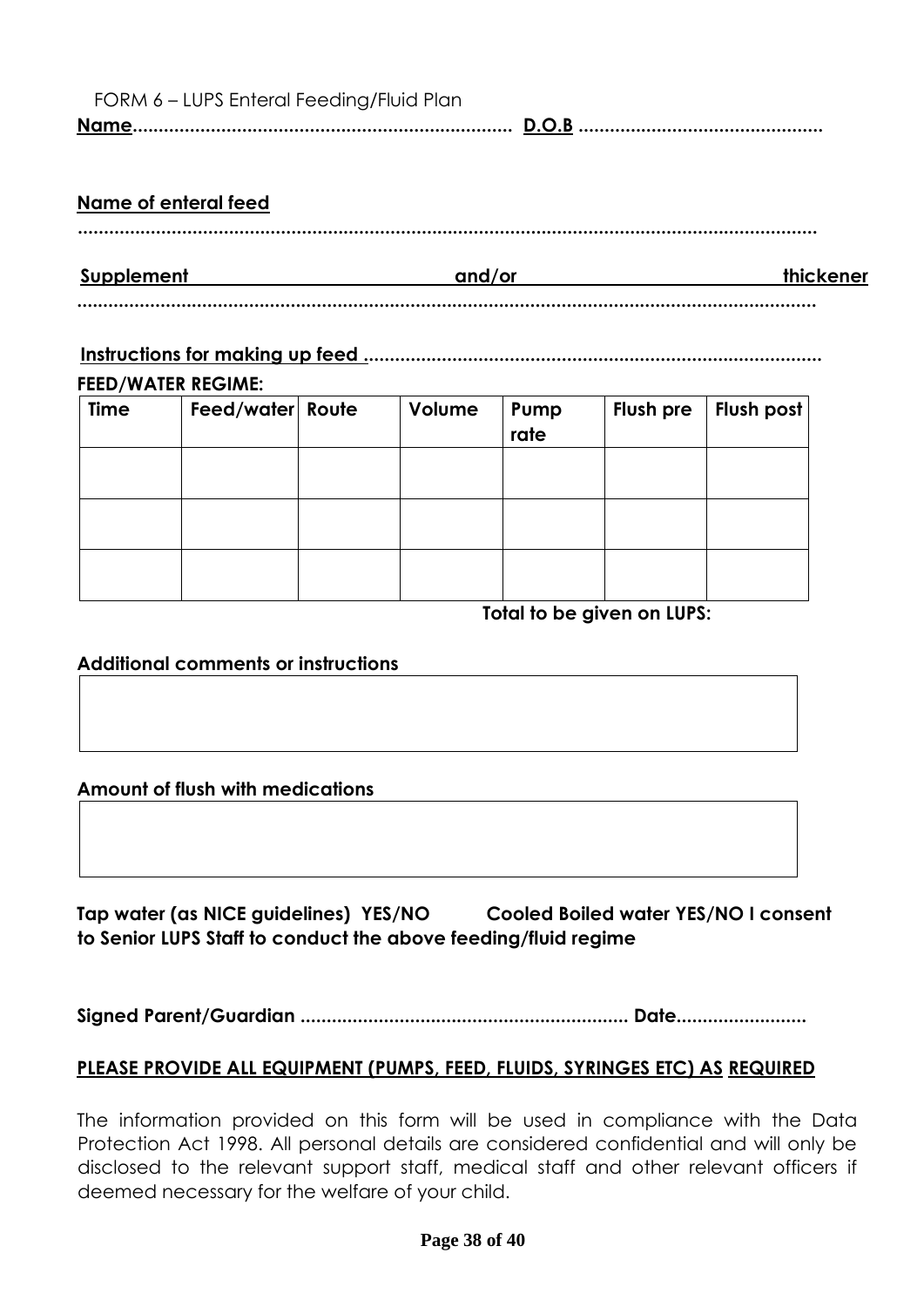FORM 6 – LUPS Enteral Feeding/Fluid Plan

**Name**........................................................................ **D.O.B** ..............................................

**Name of enteral feed**

..............................................................................................................................................

**Supplement and/or thickener**

..............................................................................................................................................

**Instructions for making up feed** ......................................................................................

**FEED/WATER REGIME:**

| Time | Feed/water | Route | Volume | Pump rate | Flush pre | Flush post |
|---|---|---|---|---|---|---|
| | | | | | | |
| | | | | | | |
| | | | | | | |

**Total to be given on LUPS:**

**Additional comments or instructions**

**Amount of flush with medications**

**Tap water (as NICE guidelines) YES/NO Cooled Boiled water YES/NO I consent to Senior LUPS Staff to conduct the above feeding/fluid regime**

**Signed Parent/Guardian** .............................................................. **Date**.........................

**PLEASE PROVIDE ALL EQUIPMENT (PUMPS, FEED, FLUIDS, SYRINGES ETC) AS REQUIRED**

The information provided on this form will be used in compliance with the Data Protection Act 1998. All personal details are considered confidential and will only be disclosed to the relevant support staff, medical staff and other relevant officers if deemed necessary for the welfare of your child.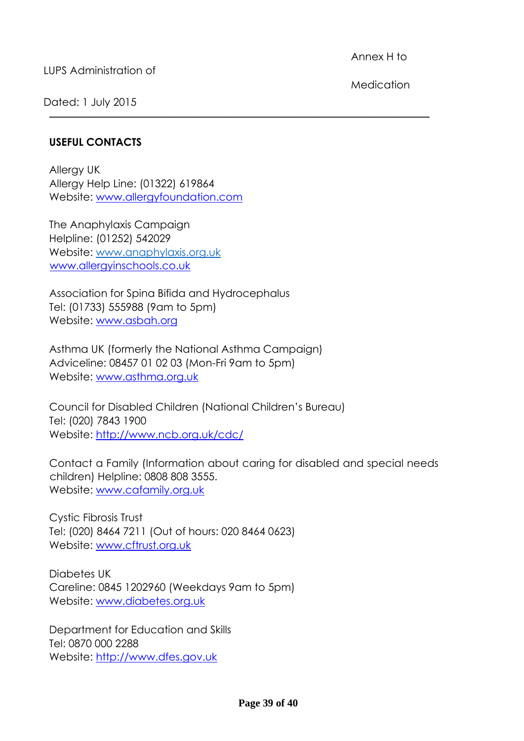## USEFUL CONTACTS

Allergy UK
Allergy Help Line: (01322) 619864
Website: www.allergyfoundation.com

The Anaphylaxis Campaign
Helpline: (01252) 542029
Website: www.anaphylaxis.org.uk
www.allergyinschools.co.uk

Association for Spina Bifida and Hydrocephalus
Tel: (01733) 555988 (9am to 5pm)
Website: www.asbah.org

Asthma UK (formerly the National Asthma Campaign)
Adviceline: 08457 01 02 03 (Mon-Fri 9am to 5pm)
Website: www.asthma.org.uk

Council for Disabled Children (National Children's Bureau)
Tel: (020) 7843 1900
Website: http://www.ncb.org.uk/cdc/

Contact a Family (Information about caring for disabled and special needs children) Helpline: 0808 808 3555.
Website: www.cafamily.org.uk

Cystic Fibrosis Trust
Tel: (020) 8464 7211 (Out of hours: 020 8464 0623)
Website: www.cftrust.org.uk

Diabetes UK
Careline: 0845 1202960 (Weekdays 9am to 5pm)
Website: www.diabetes.org.uk

Department for Education and Skills
Tel: 0870 000 2288
Website: http://www.dfes.gov.uk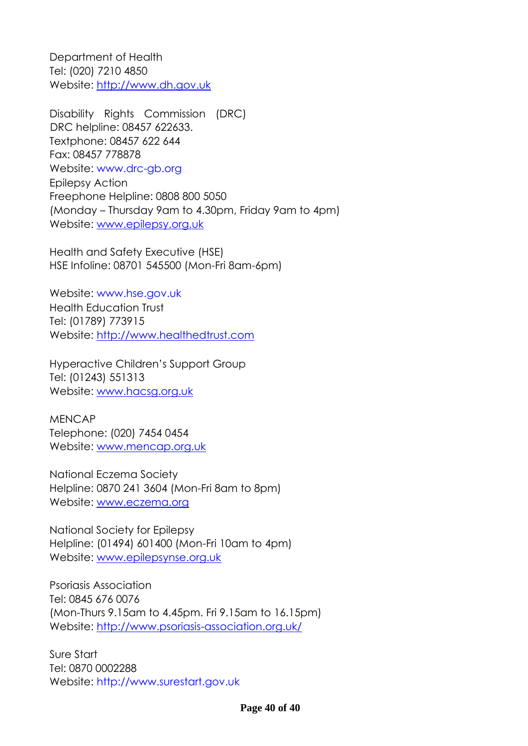Department of Health
Tel: (020) 7210 4850
Website: http://www.dh.gov.uk

Disability Rights Commission (DRC)
DRC helpline: 08457 622633.
Textphone: 08457 622 644
Fax: 08457 778878
Website: www.drc-gb.org
Epilepsy Action
Freephone Helpline: 0808 800 5050
(Monday – Thursday 9am to 4.30pm, Friday 9am to 4pm)
Website: www.epilepsy.org.uk

Health and Safety Executive (HSE)
HSE Infoline: 08701 545500 (Mon-Fri 8am-6pm)

Website: www.hse.gov.uk
Health Education Trust
Tel: (01789) 773915
Website: http://www.healthedtrust.com

Hyperactive Children's Support Group
Tel: (01243) 551313
Website: www.hacsg.org.uk

MENCAP
Telephone: (020) 7454 0454
Website: www.mencap.org.uk

National Eczema Society
Helpline: 0870 241 3604 (Mon-Fri 8am to 8pm)
Website: www.eczema.org

National Society for Epilepsy
Helpline: (01494) 601400 (Mon-Fri 10am to 4pm)
Website: www.epilepsynse.org.uk

Psoriasis Association
Tel: 0845 676 0076
(Mon-Thurs 9.15am to 4.45pm. Fri 9.15am to 16.15pm)
Website: http://www.psoriasis-association.org.uk/

Sure Start
Tel: 0870 0002288
Website: http://www.surestart.gov.uk